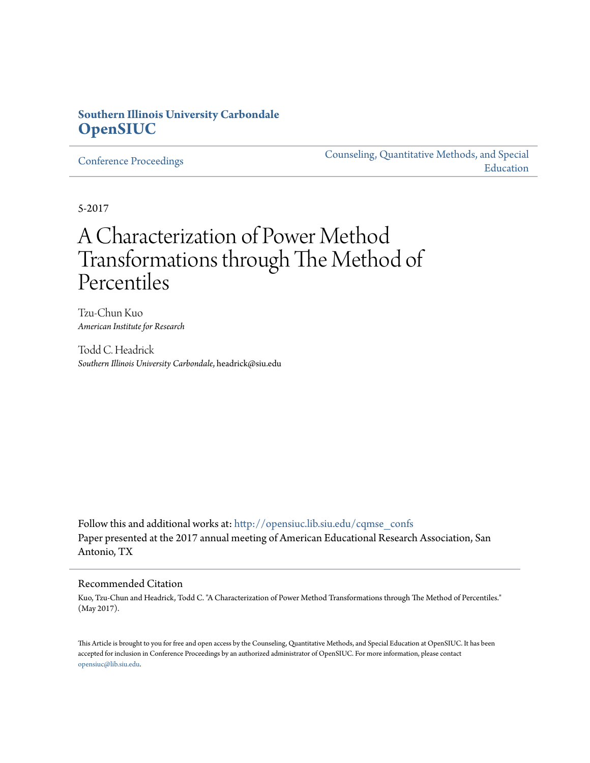**Southern Illinois University Carbondale**
**OpenSIUC**

Conference Proceedings

Counseling, Quantitative Methods, and Special Education

5-2017

# A Characterization of Power Method Transformations through The Method of Percentiles

Tzu-Chun Kuo
*American Institute for Research*

Todd C. Headrick
*Southern Illinois University Carbondale*, headrick@siu.edu

Follow this and additional works at: http://opensiuc.lib.siu.edu/cqmse_confs
Paper presented at the 2017 annual meeting of American Educational Research Association, San Antonio, TX

## Recommended Citation

Kuo, Tzu-Chun and Headrick, Todd C. "A Characterization of Power Method Transformations through The Method of Percentiles." (May 2017).

This Article is brought to you for free and open access by the Counseling, Quantitative Methods, and Special Education at OpenSIUC. It has been accepted for inclusion in Conference Proceedings by an authorized administrator of OpenSIUC. For more information, please contact opensiuc@lib.siu.edu.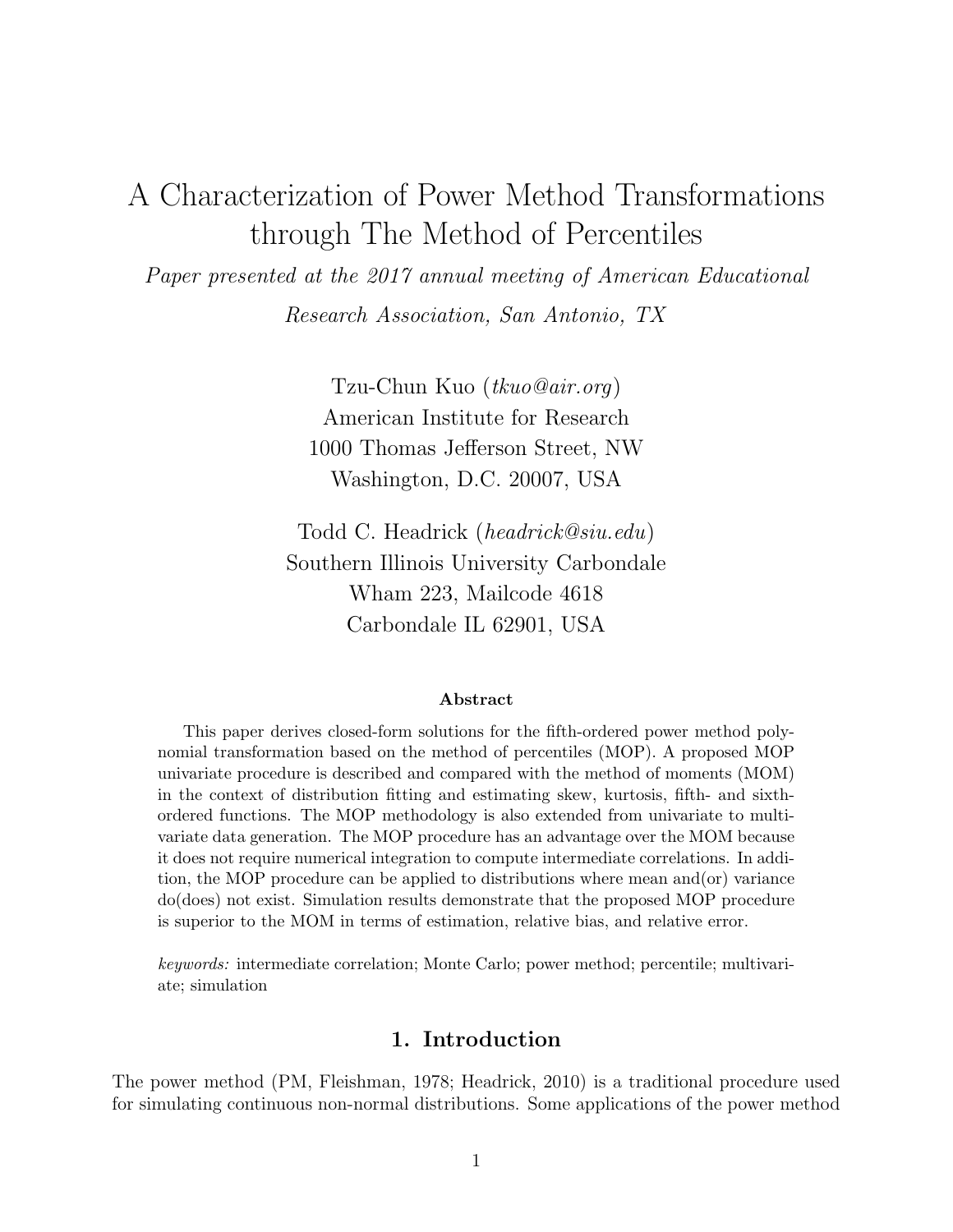# A Characterization of Power Method Transformations through The Method of Percentiles

*Paper presented at the 2017 annual meeting of American Educational Research Association, San Antonio, TX*

Tzu-Chun Kuo (*tkuo@air.org*)
American Institute for Research
1000 Thomas Jefferson Street, NW
Washington, D.C. 20007, USA

Todd C. Headrick (*headrick@siu.edu*)
Southern Illinois University Carbondale
Wham 223, Mailcode 4618
Carbondale IL 62901, USA

**Abstract**

This paper derives closed-form solutions for the fifth-ordered power method polynomial transformation based on the method of percentiles (MOP). A proposed MOP univariate procedure is described and compared with the method of moments (MOM) in the context of distribution fitting and estimating skew, kurtosis, fifth- and sixth-ordered functions. The MOP methodology is also extended from univariate to multivariate data generation. The MOP procedure has an advantage over the MOM because it does not require numerical integration to compute intermediate correlations. In addition, the MOP procedure can be applied to distributions where mean and(or) variance do(does) not exist. Simulation results demonstrate that the proposed MOP procedure is superior to the MOM in terms of estimation, relative bias, and relative error.

*keywords:* intermediate correlation; Monte Carlo; power method; percentile; multivariate; simulation

## 1. Introduction

The power method (PM, Fleishman, 1978; Headrick, 2010) is a traditional procedure used for simulating continuous non-normal distributions. Some applications of the power method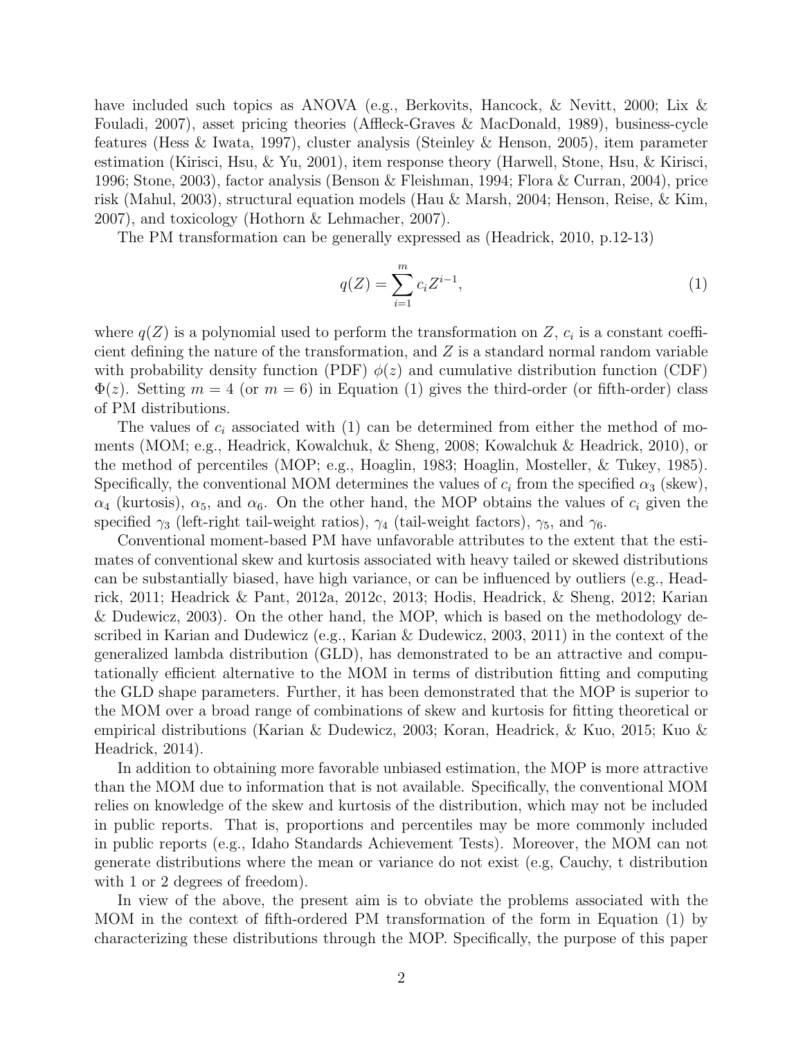have included such topics as ANOVA (e.g., Berkovits, Hancock, & Nevitt, 2000; Lix & Fouladi, 2007), asset pricing theories (Affleck-Graves & MacDonald, 1989), business-cycle features (Hess & Iwata, 1997), cluster analysis (Steinley & Henson, 2005), item parameter estimation (Kirisci, Hsu, & Yu, 2001), item response theory (Harwell, Stone, Hsu, & Kirisci, 1996; Stone, 2003), factor analysis (Benson & Fleishman, 1994; Flora & Curran, 2004), price risk (Mahul, 2003), structural equation models (Hau & Marsh, 2004; Henson, Reise, & Kim, 2007), and toxicology (Hothorn & Lehmacher, 2007).

The PM transformation can be generally expressed as (Headrick, 2010, p.12-13)

$$q(Z) = \sum_{i=1}^{m} c_i Z^{i-1}, \tag{1}$$

where $q(Z)$ is a polynomial used to perform the transformation on $Z$, $c_i$ is a constant coefficient defining the nature of the transformation, and $Z$ is a standard normal random variable with probability density function (PDF) $\phi(z)$ and cumulative distribution function (CDF) $\Phi(z)$. Setting $m = 4$ (or $m = 6$) in Equation (1) gives the third-order (or fifth-order) class of PM distributions.

The values of $c_i$ associated with (1) can be determined from either the method of moments (MOM; e.g., Headrick, Kowalchuk, & Sheng, 2008; Kowalchuk & Headrick, 2010), or the method of percentiles (MOP; e.g., Hoaglin, 1983; Hoaglin, Mosteller, & Tukey, 1985). Specifically, the conventional MOM determines the values of $c_i$ from the specified $\alpha_3$ (skew), $\alpha_4$ (kurtosis), $\alpha_5$, and $\alpha_6$. On the other hand, the MOP obtains the values of $c_i$ given the specified $\gamma_3$ (left-right tail-weight ratios), $\gamma_4$ (tail-weight factors), $\gamma_5$, and $\gamma_6$.

Conventional moment-based PM have unfavorable attributes to the extent that the estimates of conventional skew and kurtosis associated with heavy tailed or skewed distributions can be substantially biased, have high variance, or can be influenced by outliers (e.g., Headrick, 2011; Headrick & Pant, 2012a, 2012c, 2013; Hodis, Headrick, & Sheng, 2012; Karian & Dudewicz, 2003). On the other hand, the MOP, which is based on the methodology described in Karian and Dudewicz (e.g., Karian & Dudewicz, 2003, 2011) in the context of the generalized lambda distribution (GLD), has demonstrated to be an attractive and computationally efficient alternative to the MOM in terms of distribution fitting and computing the GLD shape parameters. Further, it has been demonstrated that the MOP is superior to the MOM over a broad range of combinations of skew and kurtosis for fitting theoretical or empirical distributions (Karian & Dudewicz, 2003; Koran, Headrick, & Kuo, 2015; Kuo & Headrick, 2014).

In addition to obtaining more favorable unbiased estimation, the MOP is more attractive than the MOM due to information that is not available. Specifically, the conventional MOM relies on knowledge of the skew and kurtosis of the distribution, which may not be included in public reports. That is, proportions and percentiles may be more commonly included in public reports (e.g., Idaho Standards Achievement Tests). Moreover, the MOM can not generate distributions where the mean or variance do not exist (e.g, Cauchy, t distribution with 1 or 2 degrees of freedom).

In view of the above, the present aim is to obviate the problems associated with the MOM in the context of fifth-ordered PM transformation of the form in Equation (1) by characterizing these distributions through the MOP. Specifically, the purpose of this paper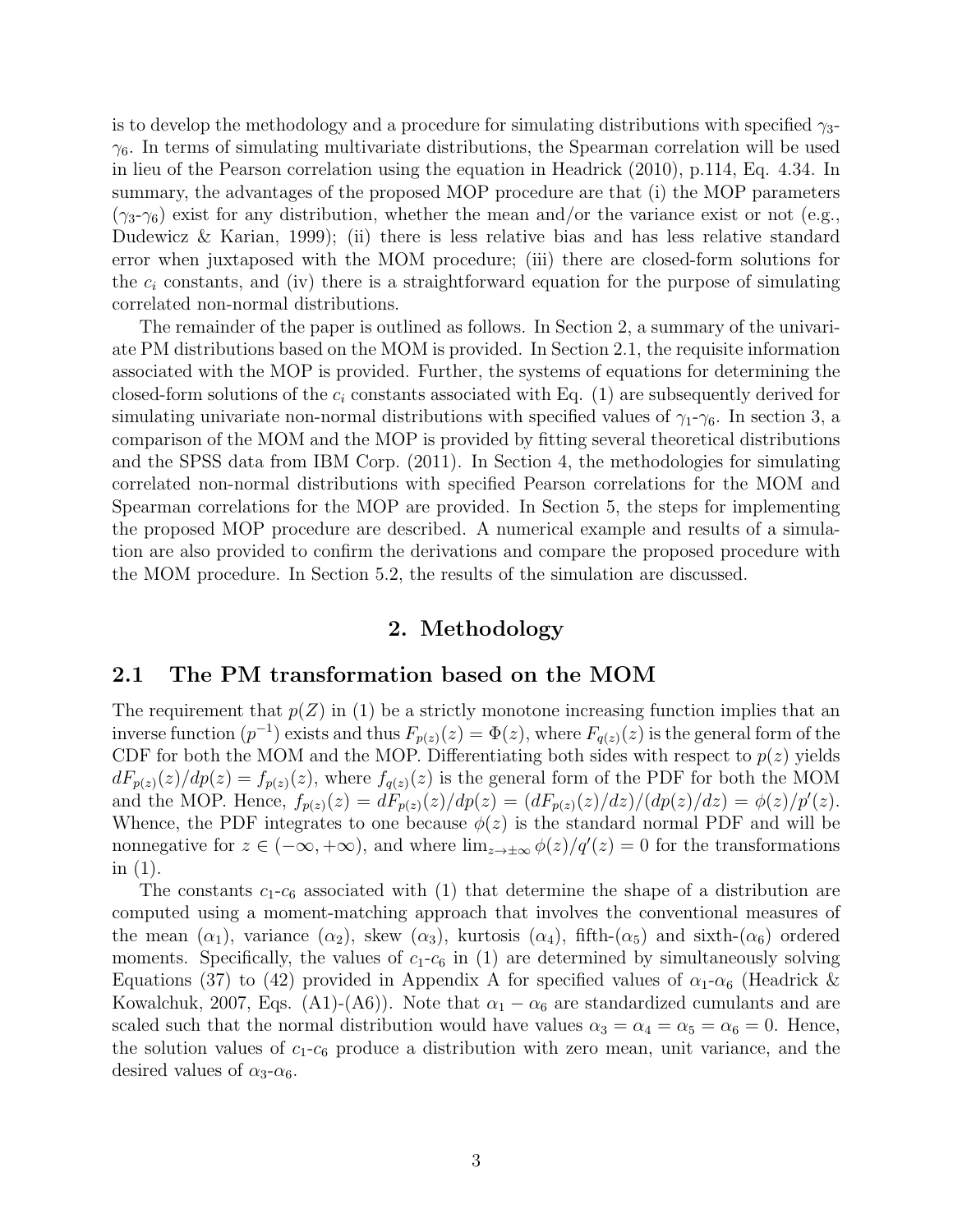is to develop the methodology and a procedure for simulating distributions with specified $\gamma_3$-$\gamma_6$. In terms of simulating multivariate distributions, the Spearman correlation will be used in lieu of the Pearson correlation using the equation in Headrick (2010), p.114, Eq. 4.34. In summary, the advantages of the proposed MOP procedure are that (i) the MOP parameters ($\gamma_3$-$\gamma_6$) exist for any distribution, whether the mean and/or the variance exist or not (e.g., Dudewicz & Karian, 1999); (ii) there is less relative bias and has less relative standard error when juxtaposed with the MOM procedure; (iii) there are closed-form solutions for the $c_i$ constants, and (iv) there is a straightforward equation for the purpose of simulating correlated non-normal distributions.

The remainder of the paper is outlined as follows. In Section 2, a summary of the univariate PM distributions based on the MOM is provided. In Section 2.1, the requisite information associated with the MOP is provided. Further, the systems of equations for determining the closed-form solutions of the $c_i$ constants associated with Eq. (1) are subsequently derived for simulating univariate non-normal distributions with specified values of $\gamma_1$-$\gamma_6$. In section 3, a comparison of the MOM and the MOP is provided by fitting several theoretical distributions and the SPSS data from IBM Corp. (2011). In Section 4, the methodologies for simulating correlated non-normal distributions with specified Pearson correlations for the MOM and Spearman correlations for the MOP are provided. In Section 5, the steps for implementing the proposed MOP procedure are described. A numerical example and results of a simulation are also provided to confirm the derivations and compare the proposed procedure with the MOM procedure. In Section 5.2, the results of the simulation are discussed.

# 2. Methodology

## 2.1 The PM transformation based on the MOM

The requirement that $p(Z)$ in (1) be a strictly monotone increasing function implies that an inverse function ($p^{-1}$) exists and thus $F_{p(z)}(z) = \Phi(z)$, where $F_{q(z)}(z)$ is the general form of the CDF for both the MOM and the MOP. Differentiating both sides with respect to $p(z)$ yields $dF_{p(z)}(z)/dp(z) = f_{p(z)}(z)$, where $f_{q(z)}(z)$ is the general form of the PDF for both the MOM and the MOP. Hence, $f_{p(z)}(z) = dF_{p(z)}(z)/dp(z) = (dF_{p(z)}(z)/dz)/(dp(z)/dz) = \phi(z)/p'(z)$. Whence, the PDF integrates to one because $\phi(z)$ is the standard normal PDF and will be nonnegative for $z \in (-\infty, +\infty)$, and where $\lim_{z\to\pm\infty} \phi(z)/q'(z) = 0$ for the transformations in (1).

The constants $c_1$-$c_6$ associated with (1) that determine the shape of a distribution are computed using a moment-matching approach that involves the conventional measures of the mean ($\alpha_1$), variance ($\alpha_2$), skew ($\alpha_3$), kurtosis ($\alpha_4$), fifth-($\alpha_5$) and sixth-($\alpha_6$) ordered moments. Specifically, the values of $c_1$-$c_6$ in (1) are determined by simultaneously solving Equations (37) to (42) provided in Appendix A for specified values of $\alpha_1$-$\alpha_6$ (Headrick & Kowalchuk, 2007, Eqs. (A1)-(A6)). Note that $\alpha_1 - \alpha_6$ are standardized cumulants and are scaled such that the normal distribution would have values $\alpha_3 = \alpha_4 = \alpha_5 = \alpha_6 = 0$. Hence, the solution values of $c_1$-$c_6$ produce a distribution with zero mean, unit variance, and the desired values of $\alpha_3$-$\alpha_6$.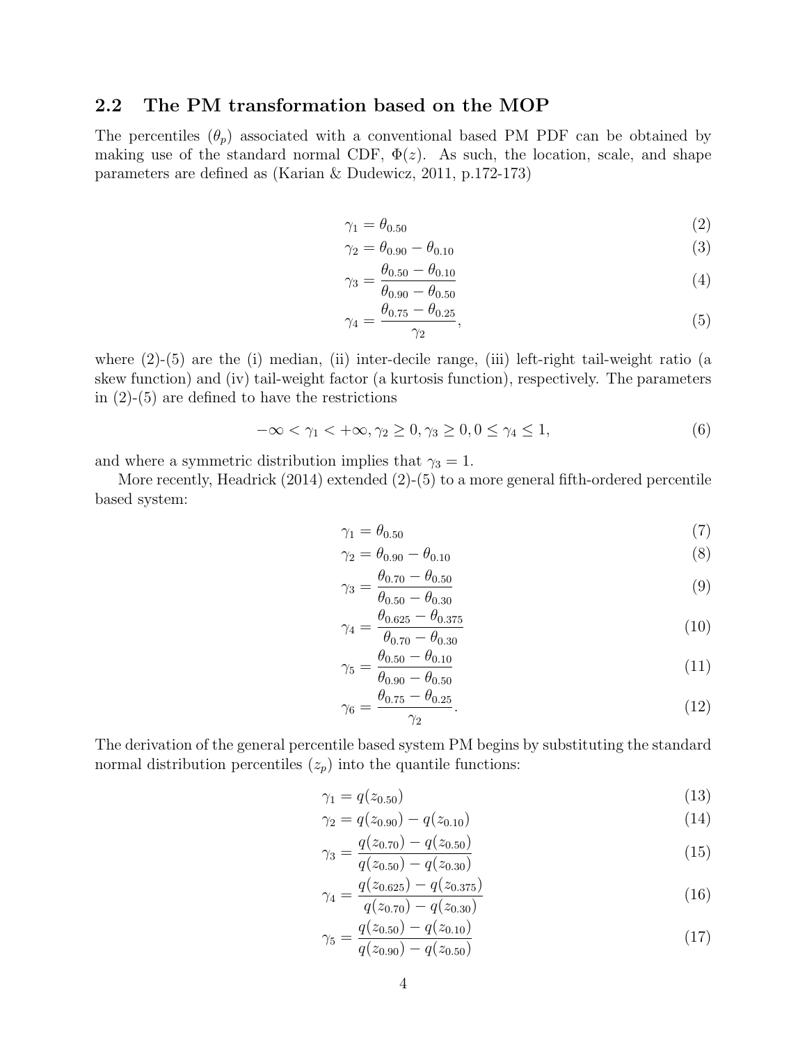## 2.2 The PM transformation based on the MOP

The percentiles ($\theta_p$) associated with a conventional based PM PDF can be obtained by making use of the standard normal CDF, $\Phi(z)$. As such, the location, scale, and shape parameters are defined as (Karian & Dudewicz, 2011, p.172-173)

$$\gamma_1 = \theta_{0.50} \tag{2}$$

$$\gamma_2 = \theta_{0.90} - \theta_{0.10} \tag{3}$$

$$\gamma_3 = \frac{\theta_{0.50} - \theta_{0.10}}{\theta_{0.90} - \theta_{0.50}} \tag{4}$$

$$\gamma_4 = \frac{\theta_{0.75} - \theta_{0.25}}{\gamma_2}, \tag{5}$$

where (2)-(5) are the (i) median, (ii) inter-decile range, (iii) left-right tail-weight ratio (a skew function) and (iv) tail-weight factor (a kurtosis function), respectively. The parameters in (2)-(5) are defined to have the restrictions

$$-\infty < \gamma_1 < +\infty, \gamma_2 \geq 0, \gamma_3 \geq 0, 0 \leq \gamma_4 \leq 1, \tag{6}$$

and where a symmetric distribution implies that $\gamma_3 = 1$.

More recently, Headrick (2014) extended (2)-(5) to a more general fifth-ordered percentile based system:

$$\gamma_1 = \theta_{0.50} \tag{7}$$

$$\gamma_2 = \theta_{0.90} - \theta_{0.10} \tag{8}$$

$$\gamma_3 = \frac{\theta_{0.70} - \theta_{0.50}}{\theta_{0.50} - \theta_{0.30}} \tag{9}$$

$$\gamma_4 = \frac{\theta_{0.625} - \theta_{0.375}}{\theta_{0.70} - \theta_{0.30}} \tag{10}$$

$$\gamma_5 = \frac{\theta_{0.50} - \theta_{0.10}}{\theta_{0.90} - \theta_{0.50}} \tag{11}$$

$$\gamma_6 = \frac{\theta_{0.75} - \theta_{0.25}}{\gamma_2}. \tag{12}$$

The derivation of the general percentile based system PM begins by substituting the standard normal distribution percentiles ($z_p$) into the quantile functions:

$$\gamma_1 = q(z_{0.50}) \tag{13}$$

$$\gamma_2 = q(z_{0.90}) - q(z_{0.10}) \tag{14}$$

$$\gamma_3 = \frac{q(z_{0.70}) - q(z_{0.50})}{q(z_{0.50}) - q(z_{0.30})} \tag{15}$$

$$\gamma_4 = \frac{q(z_{0.625}) - q(z_{0.375})}{q(z_{0.70}) - q(z_{0.30})} \tag{16}$$

$$\gamma_5 = \frac{q(z_{0.50}) - q(z_{0.10})}{q(z_{0.90}) - q(z_{0.50})} \tag{17}$$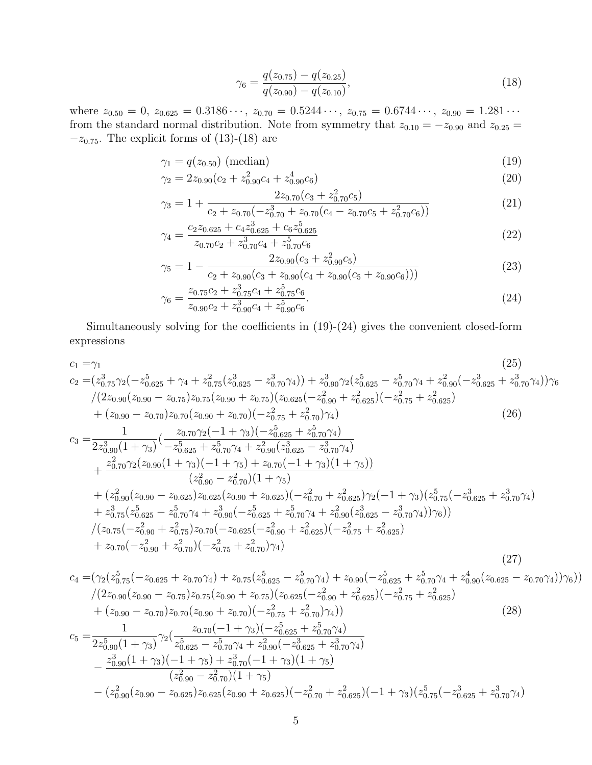$$\gamma_6 = \frac{q(z_{0.75}) - q(z_{0.25})}{q(z_{0.90}) - q(z_{0.10})}, \tag{18}$$

where $z_{0.50} = 0$, $z_{0.625} = 0.3186\cdots$, $z_{0.70} = 0.5244\cdots$, $z_{0.75} = 0.6744\cdots$, $z_{0.90} = 1.281\cdots$ from the standard normal distribution. Note from symmetry that $z_{0.10} = -z_{0.90}$ and $z_{0.25} = -z_{0.75}$. The explicit forms of (13)-(18) are

$$\gamma_1 = q(z_{0.50}) \text{ (median)} \tag{19}$$

$$\gamma_2 = 2z_{0.90}(c_2 + z_{0.90}^2 c_4 + z_{0.90}^4 c_6) \tag{20}$$

$$\gamma_3 = 1 + \frac{2z_{0.70}(c_3 + z_{0.70}^2 c_5)}{c_2 + z_{0.70}(-z_{0.70}^3 + z_{0.70}(c_4 - z_{0.70}c_5 + z_{0.70}^2 c_6))} \tag{21}$$

$$\gamma_4 = \frac{c_2 z_{0.625} + c_4 z_{0.625}^3 + c_6 z_{0.625}^5}{z_{0.70}c_2 + z_{0.70}^3 c_4 + z_{0.70}^5 c_6} \tag{22}$$

$$\gamma_5 = 1 - \frac{2z_{0.90}(c_3 + z_{0.90}^2 c_5)}{c_2 + z_{0.90}(c_3 + z_{0.90}(c_4 + z_{0.90}(c_5 + z_{0.90}c_6)))} \tag{23}$$

$$\gamma_6 = \frac{z_{0.75}c_2 + z_{0.75}^3 c_4 + z_{0.75}^5 c_6}{z_{0.90}c_2 + z_{0.90}^3 c_4 + z_{0.90}^5 c_6}. \tag{24}$$

Simultaneously solving for the coefficients in (19)-(24) gives the convenient closed-form expressions

$$c_1 = \gamma_1 \tag{25}$$

$$\begin{aligned}
c_2 =& (z_{0.75}^3\gamma_2(-z_{0.625}^5 + \gamma_4 + z_{0.75}^2(z_{0.625}^3 - z_{0.70}^3\gamma_4)) + z_{0.90}^3\gamma_2(z_{0.625}^5 - z_{0.70}^5\gamma_4 + z_{0.90}^2(-z_{0.625}^3 + z_{0.70}^3\gamma_4))\gamma_6 \\
& /(2z_{0.90}(z_{0.90} - z_{0.75})z_{0.75}(z_{0.90} + z_{0.75})(z_{0.625}(-z_{0.90}^2 + z_{0.625}^2)(-z_{0.75}^2 + z_{0.625}^2) \\
& + (z_{0.90} - z_{0.70})z_{0.70}(z_{0.90} + z_{0.70})(-z_{0.75}^2 + z_{0.70}^2)\gamma_4)
\end{aligned} \tag{26}$$

$$\begin{aligned}
c_3 =& \frac{1}{2z_{0.90}^3(1+\gamma_3)}\Big(\frac{z_{0.70}\gamma_2(-1+\gamma_3)(-z_{0.625}^5 + z_{0.70}^5\gamma_4)}{-z_{0.625}^5 + z_{0.70}^5\gamma_4 + z_{0.90}^2(z_{0.625}^3 - z_{0.70}^3\gamma_4)} \\
& + \frac{z_{0.70}^2\gamma_2(z_{0.90}(1+\gamma_3)(-1+\gamma_5) + z_{0.70}(-1+\gamma_3)(1+\gamma_5))}{(z_{0.90}^2 - z_{0.70}^2)(1+\gamma_5)} \\
& + (z_{0.90}^2(z_{0.90} - z_{0.625})z_{0.625}(z_{0.90} + z_{0.625})(-z_{0.70}^2 + z_{0.625}^2)\gamma_2(-1+\gamma_3)(z_{0.75}^5(-z_{0.625}^3 + z_{0.70}^3\gamma_4) \\
& + z_{0.75}^3(z_{0.625}^5 - z_{0.70}^5\gamma_4 + z_{0.90}^3(-z_{0.625}^5 + z_{0.70}^5\gamma_4 + z_{0.90}^2(z_{0.625}^3 - z_{0.70}^3\gamma_4))\gamma_6)) \\
& /(z_{0.75}(-z_{0.90}^2 + z_{0.75}^2)z_{0.70}(-z_{0.625}(-z_{0.90}^2 + z_{0.625}^2)(-z_{0.75}^2 + z_{0.625}^2) \\
& + z_{0.70}(-z_{0.90}^2 + z_{0.70}^2)(-z_{0.75}^2 + z_{0.70}^2)\gamma_4)
\end{aligned} \tag{27}$$

$$\begin{aligned}
c_4 =& (\gamma_2(z_{0.75}^5(-z_{0.625} + z_{0.70}\gamma_4) + z_{0.75}(z_{0.625}^5 - z_{0.70}^5\gamma_4) + z_{0.90}(-z_{0.625}^5 + z_{0.70}^5\gamma_4 + z_{0.90}^4(z_{0.625} - z_{0.70}\gamma_4))\gamma_6)) \\
& /(2z_{0.90}(z_{0.90} - z_{0.75})z_{0.75}(z_{0.90} + z_{0.75})(z_{0.625}(-z_{0.90}^2 + z_{0.625}^2)(-z_{0.75}^2 + z_{0.625}^2) \\
& + (z_{0.90} - z_{0.70})z_{0.70}(z_{0.90} + z_{0.70})(-z_{0.75}^2 + z_{0.70}^2)\gamma_4))
\end{aligned} \tag{28}$$

$$\begin{aligned}
c_5 =& \frac{1}{2z_{0.90}^5(1+\gamma_3)}\gamma_2\Big(\frac{z_{0.70}(-1+\gamma_3)(-z_{0.625}^5 + z_{0.70}^5\gamma_4)}{z_{0.625}^5 - z_{0.70}^5\gamma_4 + z_{0.90}^2(-z_{0.625}^3 + z_{0.70}^3\gamma_4)} \\
& - \frac{z_{0.90}^3(1+\gamma_3)(-1+\gamma_5) + z_{0.70}^3(-1+\gamma_3)(1+\gamma_5)}{(z_{0.90}^2 - z_{0.70}^2)(1+\gamma_5)} \\
& - (z_{0.90}^2(z_{0.90} - z_{0.625})z_{0.625}(z_{0.90} + z_{0.625})(-z_{0.70}^2 + z_{0.625}^2)(-1+\gamma_3)(z_{0.75}^5(-z_{0.625}^3 + z_{0.70}^3\gamma_4)
\end{aligned}$$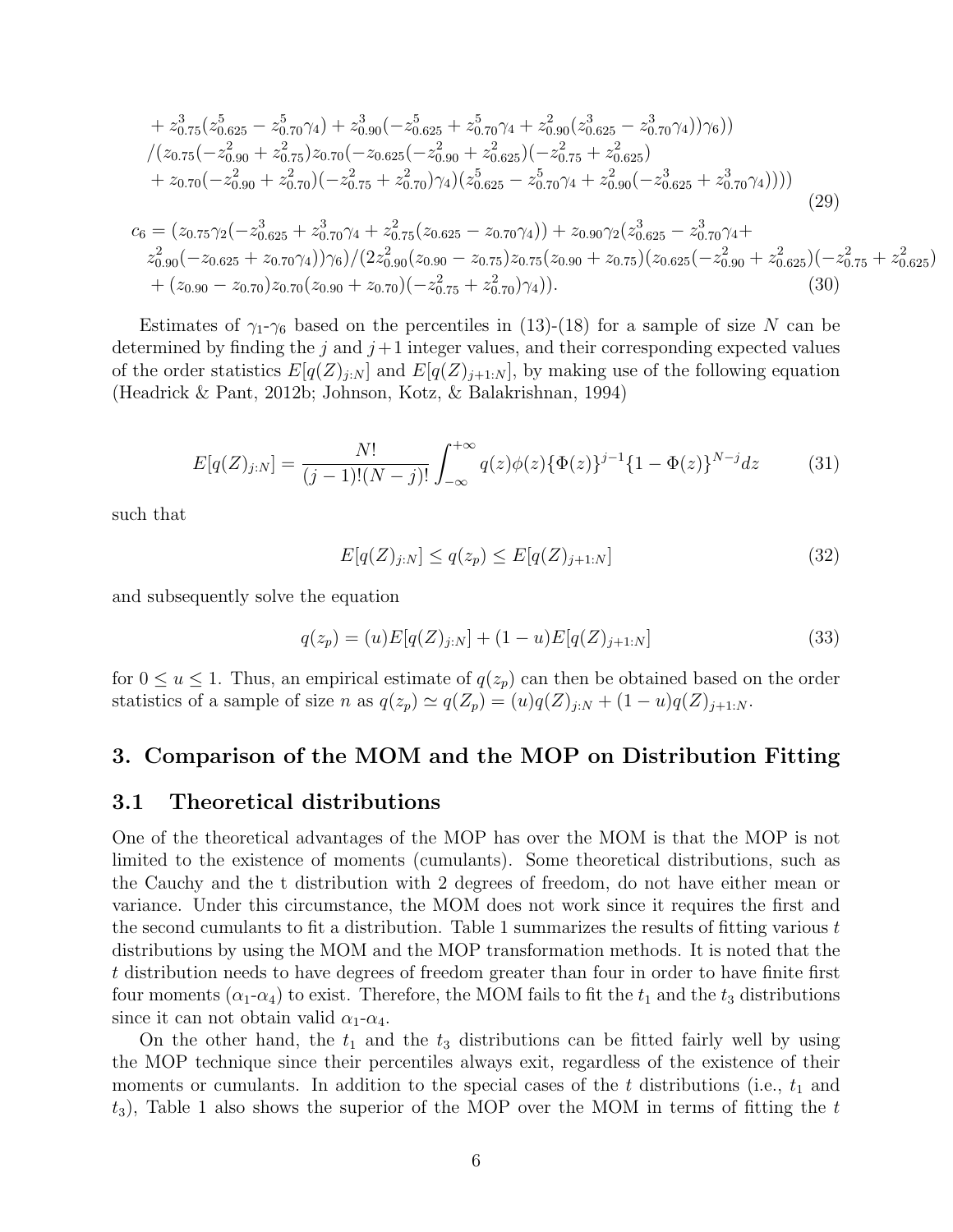$$
\begin{aligned}
&+ z_{0.75}^3(z_{0.625}^5 - z_{0.70}^5\gamma_4) + z_{0.90}^3(-z_{0.625}^5 + z_{0.70}^5\gamma_4 + z_{0.90}^2(z_{0.625}^3 - z_{0.70}^3\gamma_4))\gamma_6)) \\
&/(z_{0.75}(-z_{0.90}^2 + z_{0.75}^2)z_{0.70}(-z_{0.625}(-z_{0.90}^2 + z_{0.625}^2)(-z_{0.75}^2 + z_{0.625}^2) \\
&+ z_{0.70}(-z_{0.90}^2 + z_{0.70}^2)(-z_{0.75}^2 + z_{0.70}^2)\gamma_4)(z_{0.625}^5 - z_{0.70}^5\gamma_4 + z_{0.90}^2(-z_{0.625}^3 + z_{0.70}^3\gamma_4))))
\end{aligned} \tag{29}
$$

$$
\begin{aligned}
c_6 = &(z_{0.75}\gamma_2(-z_{0.625}^3 + z_{0.70}^3\gamma_4 + z_{0.75}^2(z_{0.625} - z_{0.70}\gamma_4)) + z_{0.90}\gamma_2(z_{0.625}^3 - z_{0.70}^3\gamma_4 + \\
&z_{0.90}^2(-z_{0.625} + z_{0.70}\gamma_4))\gamma_6)/(2z_{0.90}^2(z_{0.90} - z_{0.75})z_{0.75}(z_{0.90} + z_{0.75})(z_{0.625}(-z_{0.90}^2 + z_{0.625}^2)(-z_{0.75}^2 + z_{0.625}^2) \\
&+ (z_{0.90} - z_{0.70})z_{0.70}(z_{0.90} + z_{0.70})(-z_{0.75}^2 + z_{0.70}^2)\gamma_4)).
\end{aligned} \tag{30}
$$

Estimates of $\gamma_1$-$\gamma_6$ based on the percentiles in (13)-(18) for a sample of size $N$ can be determined by finding the $j$ and $j+1$ integer values, and their corresponding expected values of the order statistics $E[q(Z)_{j:N}]$ and $E[q(Z)_{j+1:N}]$, by making use of the following equation (Headrick & Pant, 2012b; Johnson, Kotz, & Balakrishnan, 1994)

$$
E[q(Z)_{j:N}] = \frac{N!}{(j-1)!(N-j)!}\int_{-\infty}^{+\infty} q(z)\phi(z)\{\Phi(z)\}^{j-1}\{1-\Phi(z)\}^{N-j}dz \tag{31}
$$

such that

$$
E[q(Z)_{j:N}] \le q(z_p) \le E[q(Z)_{j+1:N}] \tag{32}
$$

and subsequently solve the equation

$$
q(z_p) = (u)E[q(Z)_{j:N}] + (1-u)E[q(Z)_{j+1:N}] \tag{33}
$$

for $0 \le u \le 1$. Thus, an empirical estimate of $q(z_p)$ can then be obtained based on the order statistics of a sample of size $n$ as $q(z_p) \simeq q(Z_p) = (u)q(Z)_{j:N} + (1-u)q(Z)_{j+1:N}$.

## 3. Comparison of the MOM and the MOP on Distribution Fitting

### 3.1 Theoretical distributions

One of the theoretical advantages of the MOP has over the MOM is that the MOP is not limited to the existence of moments (cumulants). Some theoretical distributions, such as the Cauchy and the t distribution with 2 degrees of freedom, do not have either mean or variance. Under this circumstance, the MOM does not work since it requires the first and the second cumulants to fit a distribution. Table 1 summarizes the results of fitting various $t$ distributions by using the MOM and the MOP transformation methods. It is noted that the $t$ distribution needs to have degrees of freedom greater than four in order to have finite first four moments ($\alpha_1$-$\alpha_4$) to exist. Therefore, the MOM fails to fit the $t_1$ and the $t_3$ distributions since it can not obtain valid $\alpha_1$-$\alpha_4$.

On the other hand, the $t_1$ and the $t_3$ distributions can be fitted fairly well by using the MOP technique since their percentiles always exit, regardless of the existence of their moments or cumulants. In addition to the special cases of the $t$ distributions (i.e., $t_1$ and $t_3$), Table 1 also shows the superior of the MOP over the MOM in terms of fitting the $t$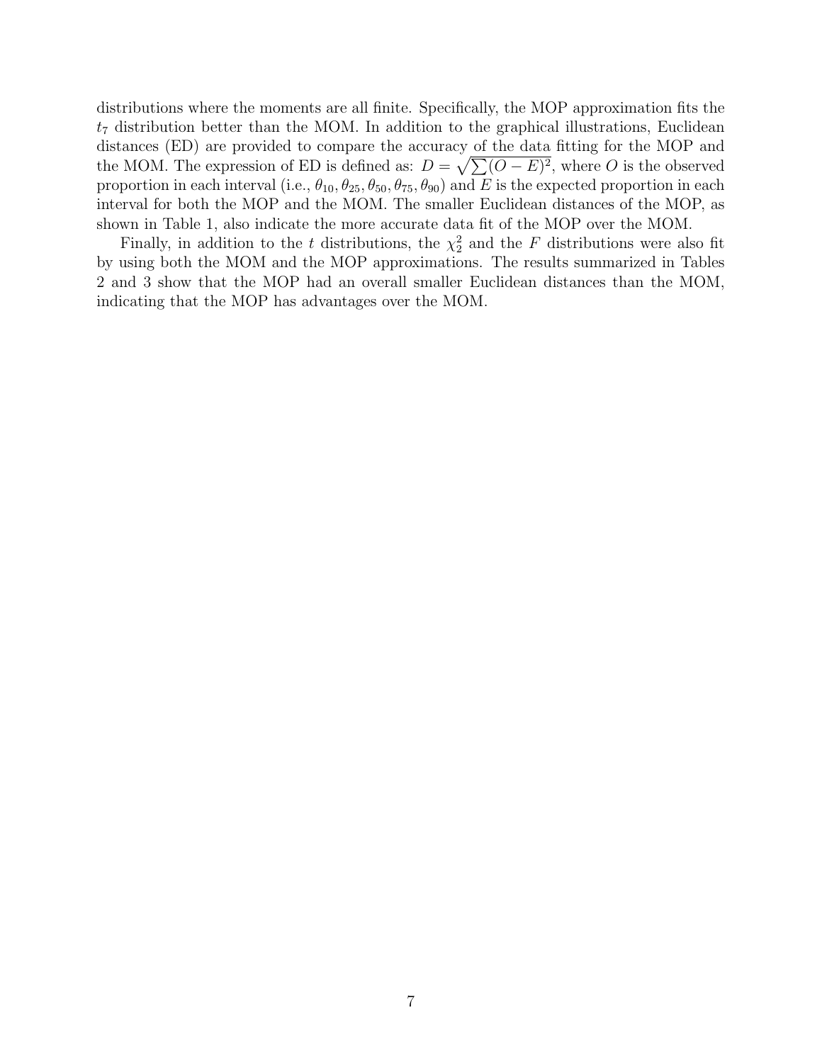distributions where the moments are all finite. Specifically, the MOP approximation fits the $t_7$ distribution better than the MOM. In addition to the graphical illustrations, Euclidean distances (ED) are provided to compare the accuracy of the data fitting for the MOP and the MOM. The expression of ED is defined as: $D = \sqrt{\sum (O - E)^2}$, where $O$ is the observed proportion in each interval (i.e., $\theta_{10}, \theta_{25}, \theta_{50}, \theta_{75}, \theta_{90}$) and $E$ is the expected proportion in each interval for both the MOP and the MOM. The smaller Euclidean distances of the MOP, as shown in Table 1, also indicate the more accurate data fit of the MOP over the MOM.

Finally, in addition to the $t$ distributions, the $\chi^2_2$ and the $F$ distributions were also fit by using both the MOM and the MOP approximations. The results summarized in Tables 2 and 3 show that the MOP had an overall smaller Euclidean distances than the MOM, indicating that the MOP has advantages over the MOM.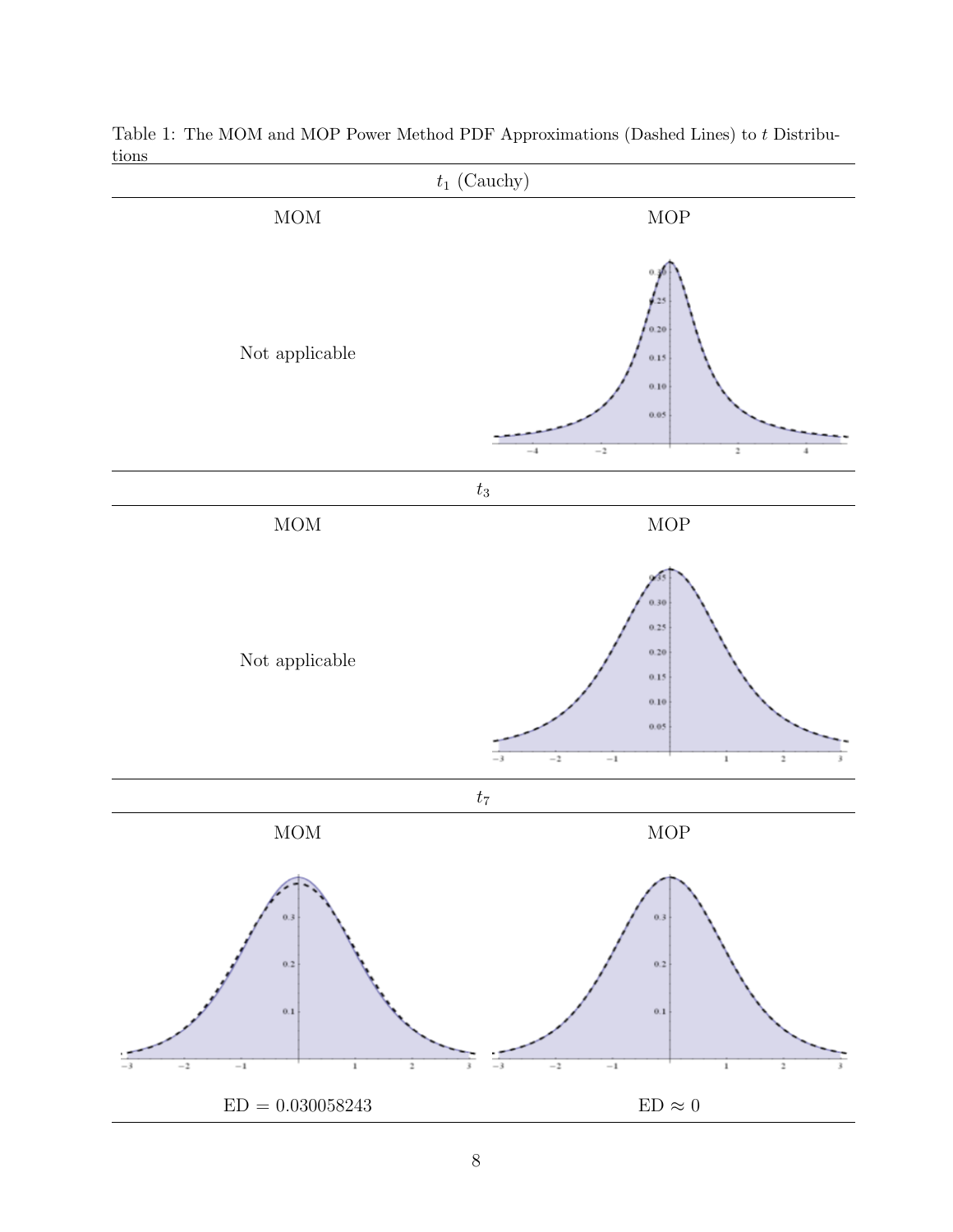Table 1: The MOM and MOP Power Method PDF Approximations (Dashed Lines) to $t$ Distributions

| $t_1$ (Cauchy) | |
|---|---|
| MOM | MOP |
| Not applicable | |
| $t_3$ | |
| MOM | MOP |
| Not applicable | |
| $t_7$ | |
| MOM | MOP |
| | |
| ED = 0.030058243 | ED $\approx$ 0 |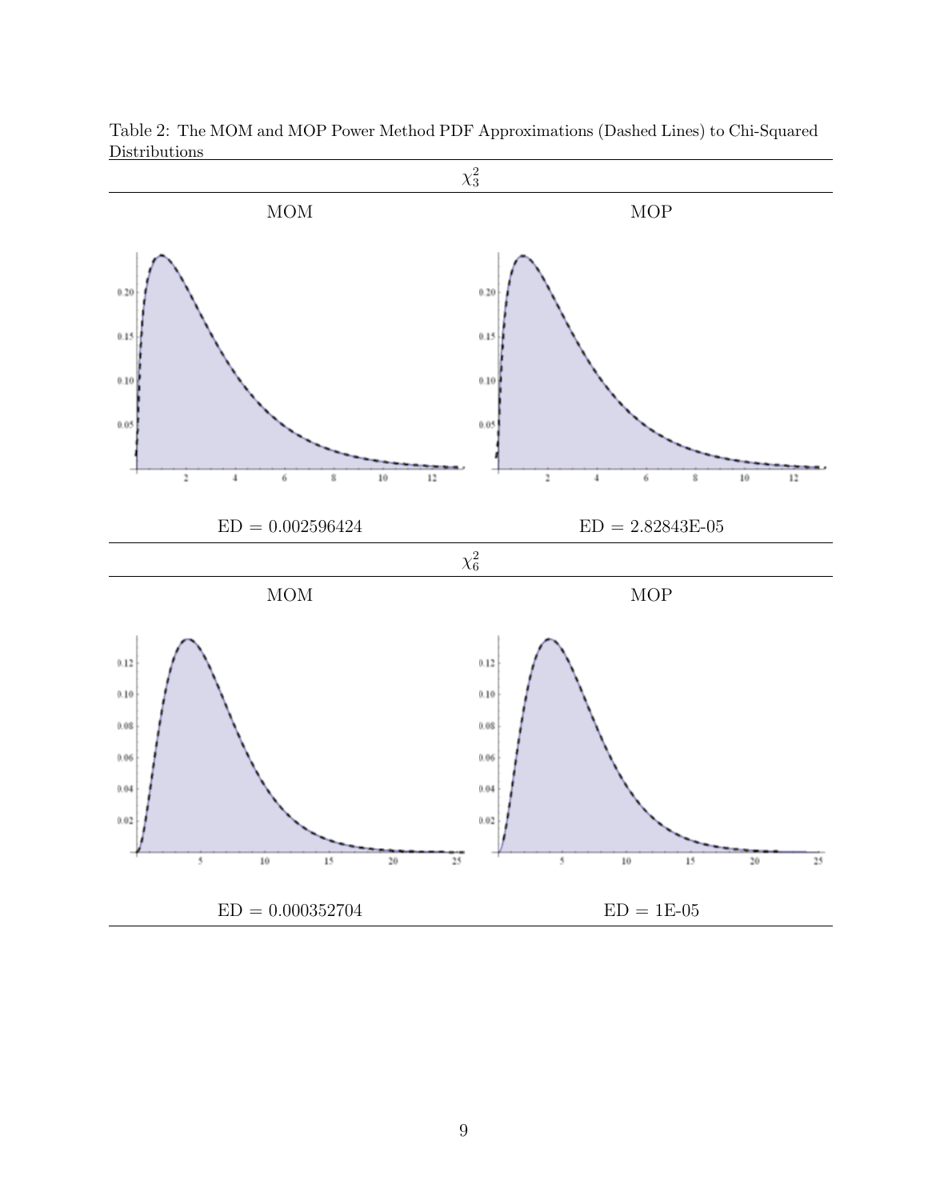Table 2: The MOM and MOP Power Method PDF Approximations (Dashed Lines) to Chi-Squared Distributions

| $\chi^2_3$ | |
|---|---|
| MOM | MOP |
| ED = 0.002596424 | ED = 2.82843E-05 |

| $\chi^2_6$ | |
|---|---|
| MOM | MOP |
| ED = 0.000352704 | ED = 1E-05 |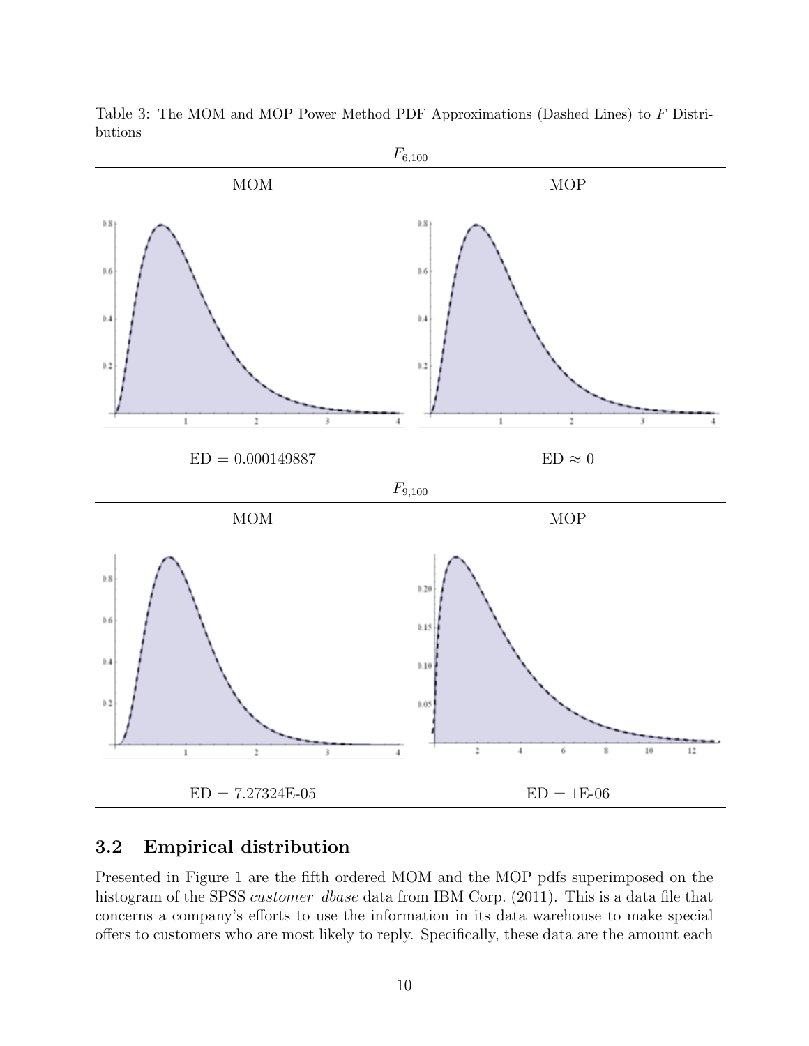Table 3: The MOM and MOP Power Method PDF Approximations (Dashed Lines) to $F$ Distributions

| $F_{6,100}$ | |
|---|---|
| MOM | MOP |
| ED = 0.000149887 | ED $\approx$ 0 |
| $F_{9,100}$ | |
| MOM | MOP |
| ED = 7.27324E-05 | ED = 1E-06 |

### 3.2 Empirical distribution

Presented in Figure 1 are the fifth ordered MOM and the MOP pdfs superimposed on the histogram of the SPSS *customer_dbase* data from IBM Corp. (2011). This is a data file that concerns a company's efforts to use the information in its data warehouse to make special offers to customers who are most likely to reply. Specifically, these data are the amount each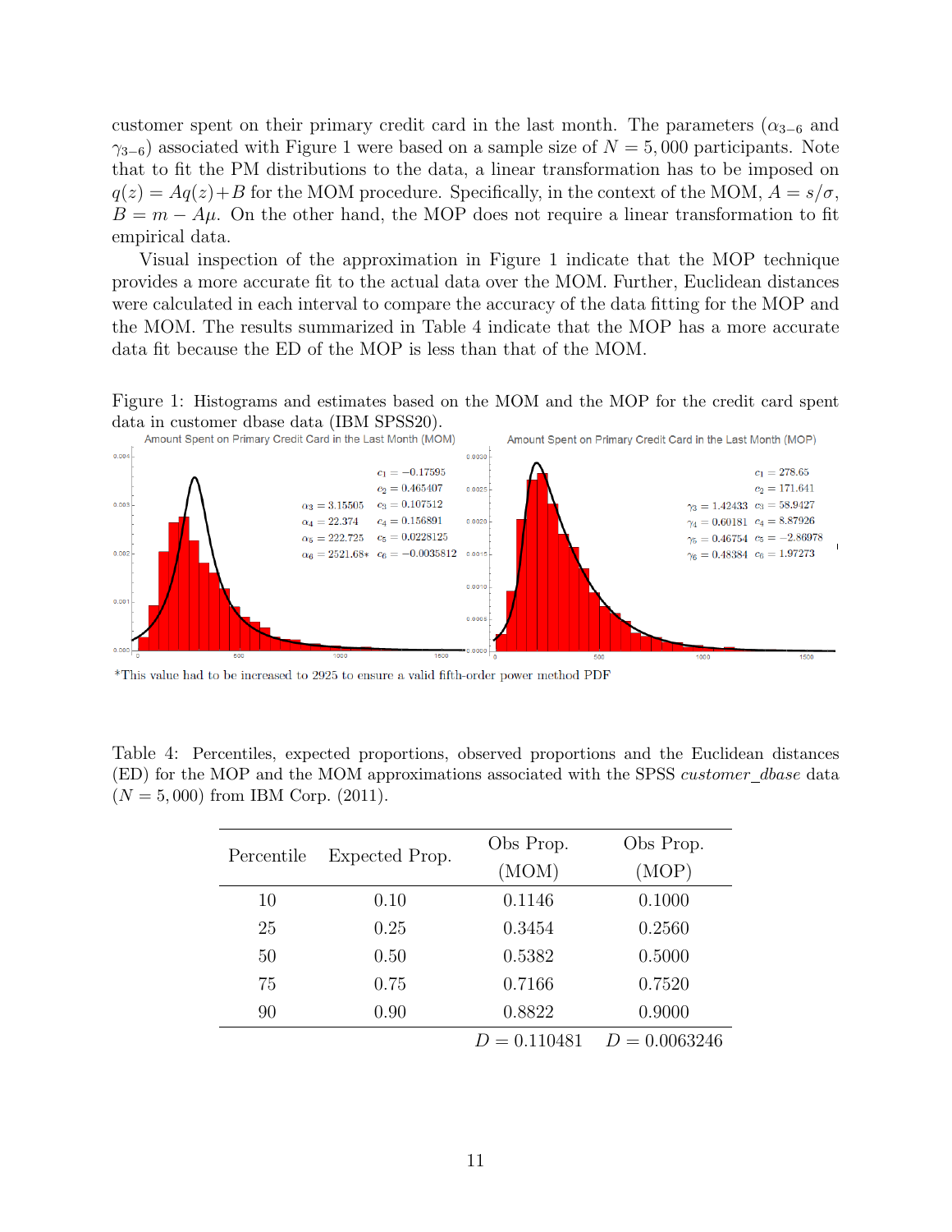customer spent on their primary credit card in the last month. The parameters ($\alpha_{3-6}$ and $\gamma_{3-6}$) associated with Figure 1 were based on a sample size of $N = 5,000$ participants. Note that to fit the PM distributions to the data, a linear transformation has to be imposed on $q(z) = Aq(z)+B$ for the MOM procedure. Specifically, in the context of the MOM, $A = s/\sigma$, $B = m - A\mu$. On the other hand, the MOP does not require a linear transformation to fit empirical data.

Visual inspection of the approximation in Figure 1 indicate that the MOP technique provides a more accurate fit to the actual data over the MOM. Further, Euclidean distances were calculated in each interval to compare the accuracy of the data fitting for the MOP and the MOM. The results summarized in Table 4 indicate that the MOP has a more accurate data fit because the ED of the MOP is less than that of the MOM.

Figure 1: Histograms and estimates based on the MOM and the MOP for the credit card spent data in customer dbase data (IBM SPSS20).

Amount Spent on Primary Credit Card in the Last Month (MOM)

$c_1 = -0.17595$, $c_2 = 0.465407$, $c_3 = 0.107512$, $c_4 = 0.156891$, $c_5 = 0.0228125$, $c_6 = -0.0035812$

$\alpha_3 = 3.15505$, $\alpha_4 = 22.374$, $\alpha_5 = 222.725$, $\alpha_6 = 2521.68*$

Amount Spent on Primary Credit Card in the Last Month (MOP)

$c_1 = 278.65$, $c_2 = 171.641$, $c_3 = 58.9427$, $c_4 = 8.87926$, $c_5 = -2.86978$, $c_6 = 1.97273$

$\gamma_3 = 1.42433$, $\gamma_4 = 0.60181$, $\gamma_5 = 0.46754$, $\gamma_6 = 0.48384$

*This value had to be increased to 2925 to ensure a valid fifth-order power method PDF

Table 4: Percentiles, expected proportions, observed proportions and the Euclidean distances (ED) for the MOP and the MOM approximations associated with the SPSS *customer_dbase* data ($N = 5,000$) from IBM Corp. (2011).

| Percentile | Expected Prop. | Obs Prop. (MOM) | Obs Prop. (MOP) |
|---|---|---|---|
| 10 | 0.10 | 0.1146 | 0.1000 |
| 25 | 0.25 | 0.3454 | 0.2560 |
| 50 | 0.50 | 0.5382 | 0.5000 |
| 75 | 0.75 | 0.7166 | 0.7520 |
| 90 | 0.90 | 0.8822 | 0.9000 |
| | | $D = 0.110481$ | $D = 0.0063246$ |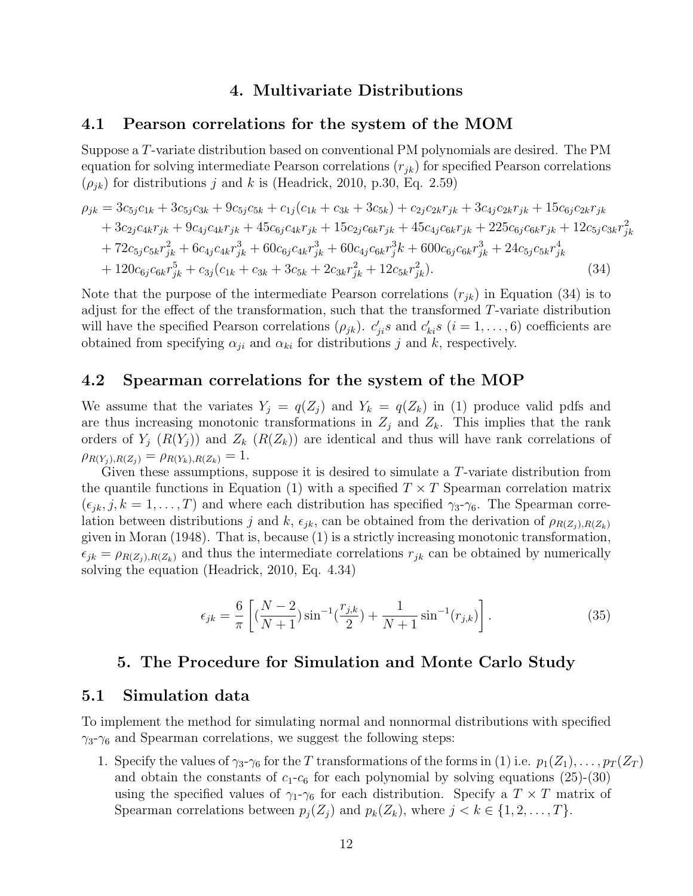## 4. Multivariate Distributions

### 4.1 Pearson correlations for the system of the MOM

Suppose a $T$-variate distribution based on conventional PM polynomials are desired. The PM equation for solving intermediate Pearson correlations ($r_{jk}$) for specified Pearson correlations ($\rho_{jk}$) for distributions $j$ and $k$ is (Headrick, 2010, p.30, Eq. 2.59)

$$
\begin{aligned}
\rho_{jk} &= 3c_{5j}c_{1k} + 3c_{5j}c_{3k} + 9c_{5j}c_{5k} + c_{1j}(c_{1k} + c_{3k} + 3c_{5k}) + c_{2j}c_{2k}r_{jk} + 3c_{4j}c_{2k}r_{jk} + 15c_{6j}c_{2k}r_{jk} \\
&+ 3c_{2j}c_{4k}r_{jk} + 9c_{4j}c_{4k}r_{jk} + 45c_{6j}c_{4k}r_{jk} + 15c_{2j}c_{6k}r_{jk} + 45c_{4j}c_{6k}r_{jk} + 225c_{6j}c_{6k}r_{jk} + 12c_{5j}c_{3k}r_{jk}^2 \\
&+ 72c_{5j}c_{5k}r_{jk}^2 + 6c_{4j}c_{4k}r_{jk}^3 + 60c_{6j}c_{4k}r_{jk}^3 + 60c_{4j}c_{6k}r_j^3k + 600c_{6j}c_{6k}r_{jk}^3 + 24c_{5j}c_{5k}r_{jk}^4 \\
&+ 120c_{6j}c_{6k}r_{jk}^5 + c_{3j}(c_{1k} + c_{3k} + 3c_{5k} + 2c_{3k}r_{jk}^2 + 12c_{5k}r_{jk}^2).
\end{aligned} \tag{34}
$$

Note that the purpose of the intermediate Pearson correlations ($r_{jk}$) in Equation (34) is to adjust for the effect of the transformation, such that the transformed $T$-variate distribution will have the specified Pearson correlations ($\rho_{jk}$). $c'_{ji}s$ and $c'_{ki}s$ ($i = 1, \ldots, 6$) coefficients are obtained from specifying $\alpha_{ji}$ and $\alpha_{ki}$ for distributions $j$ and $k$, respectively.

### 4.2 Spearman correlations for the system of the MOP

We assume that the variates $Y_j = q(Z_j)$ and $Y_k = q(Z_k)$ in (1) produce valid pdfs and are thus increasing monotonic transformations in $Z_j$ and $Z_k$. This implies that the rank orders of $Y_j$ ($R(Y_j)$) and $Z_k$ ($R(Z_k)$) are identical and thus will have rank correlations of $\rho_{R(Y_j),R(Z_j)} = \rho_{R(Y_k),R(Z_k)} = 1$.

Given these assumptions, suppose it is desired to simulate a $T$-variate distribution from the quantile functions in Equation (1) with a specified $T \times T$ Spearman correlation matrix ($\epsilon_{jk}, j, k = 1, \ldots, T$) and where each distribution has specified $\gamma_3$-$\gamma_6$. The Spearman correlation between distributions $j$ and $k$, $\epsilon_{jk}$, can be obtained from the derivation of $\rho_{R(Z_j),R(Z_k)}$ given in Moran (1948). That is, because (1) is a strictly increasing monotonic transformation, $\epsilon_{jk} = \rho_{R(Z_j),R(Z_k)}$ and thus the intermediate correlations $r_{jk}$ can be obtained by numerically solving the equation (Headrick, 2010, Eq. 4.34)

$$
\epsilon_{jk} = \frac{6}{\pi}\left[(\frac{N-2}{N+1})\sin^{-1}(\frac{r_{j,k}}{2}) + \frac{1}{N+1}\sin^{-1}(r_{j,k})\right]. \tag{35}
$$

## 5. The Procedure for Simulation and Monte Carlo Study

### 5.1 Simulation data

To implement the method for simulating normal and nonnormal distributions with specified $\gamma_3$-$\gamma_6$ and Spearman correlations, we suggest the following steps:

1. Specify the values of $\gamma_3$-$\gamma_6$ for the $T$ transformations of the forms in (1) i.e. $p_1(Z_1), \ldots, p_T(Z_T)$ and obtain the constants of $c_1$-$c_6$ for each polynomial by solving equations (25)-(30) using the specified values of $\gamma_1$-$\gamma_6$ for each distribution. Specify a $T \times T$ matrix of Spearman correlations between $p_j(Z_j)$ and $p_k(Z_k)$, where $j < k \in \{1, 2, \ldots, T\}$.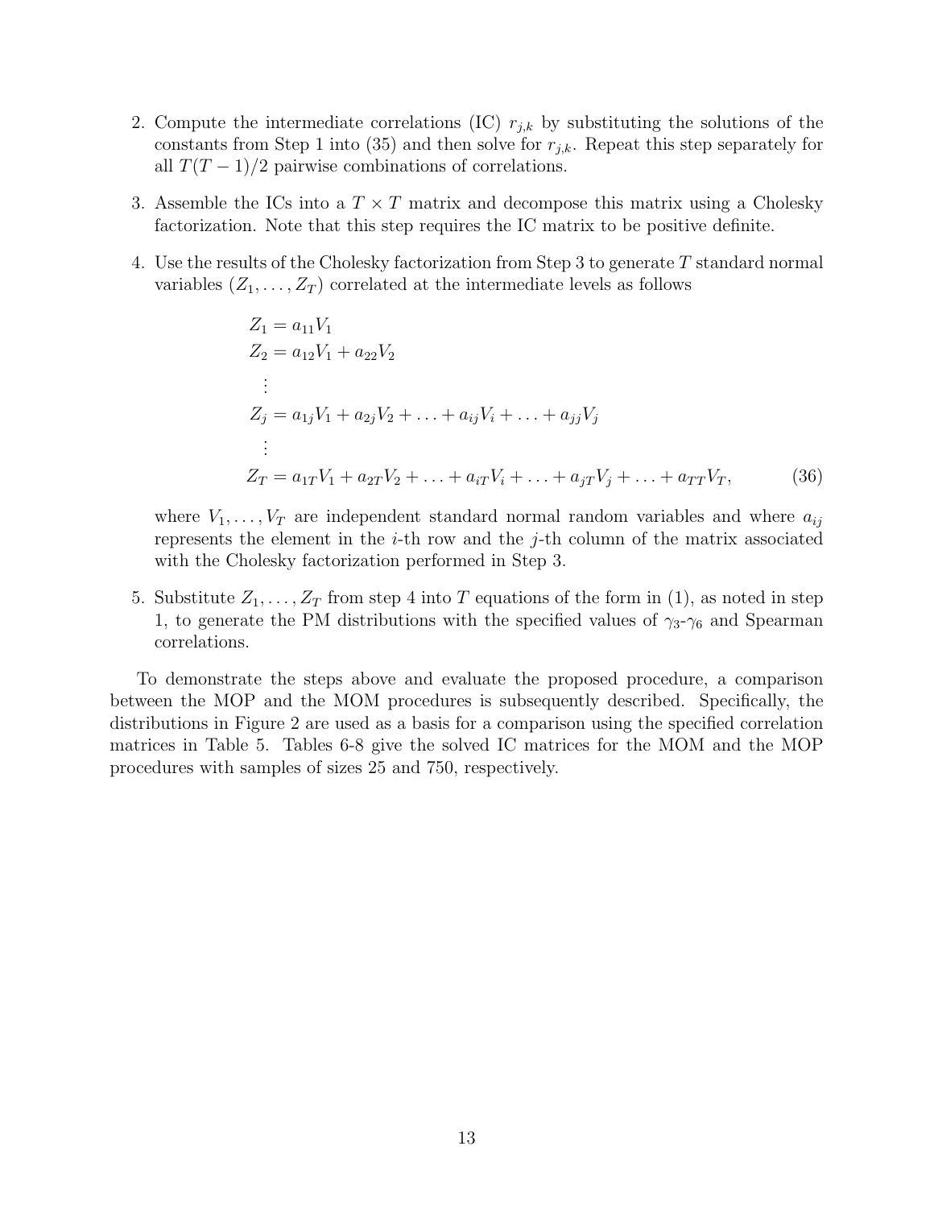2. Compute the intermediate correlations (IC) $r_{j,k}$ by substituting the solutions of the constants from Step 1 into (35) and then solve for $r_{j,k}$. Repeat this step separately for all $T(T-1)/2$ pairwise combinations of correlations.

3. Assemble the ICs into a $T \times T$ matrix and decompose this matrix using a Cholesky factorization. Note that this step requires the IC matrix to be positive definite.

4. Use the results of the Cholesky factorization from Step 3 to generate $T$ standard normal variables $(Z_1, \ldots, Z_T)$ correlated at the intermediate levels as follows

$$
\begin{aligned}
Z_1 &= a_{11}V_1 \\
Z_2 &= a_{12}V_1 + a_{22}V_2 \\
&\vdots \\
Z_j &= a_{1j}V_1 + a_{2j}V_2 + \ldots + a_{ij}V_i + \ldots + a_{jj}V_j \\
&\vdots \\
Z_T &= a_{1T}V_1 + a_{2T}V_2 + \ldots + a_{iT}V_i + \ldots + a_{jT}V_j + \ldots + a_{TT}V_T,
\end{aligned}
\tag{36}
$$

where $V_1, \ldots, V_T$ are independent standard normal random variables and where $a_{ij}$ represents the element in the $i$-th row and the $j$-th column of the matrix associated with the Cholesky factorization performed in Step 3.

5. Substitute $Z_1, \ldots, Z_T$ from step 4 into $T$ equations of the form in (1), as noted in step 1, to generate the PM distributions with the specified values of $\gamma_3$-$\gamma_6$ and Spearman correlations.

To demonstrate the steps above and evaluate the proposed procedure, a comparison between the MOP and the MOM procedures is subsequently described. Specifically, the distributions in Figure 2 are used as a basis for a comparison using the specified correlation matrices in Table 5. Tables 6-8 give the solved IC matrices for the MOM and the MOP procedures with samples of sizes 25 and 750, respectively.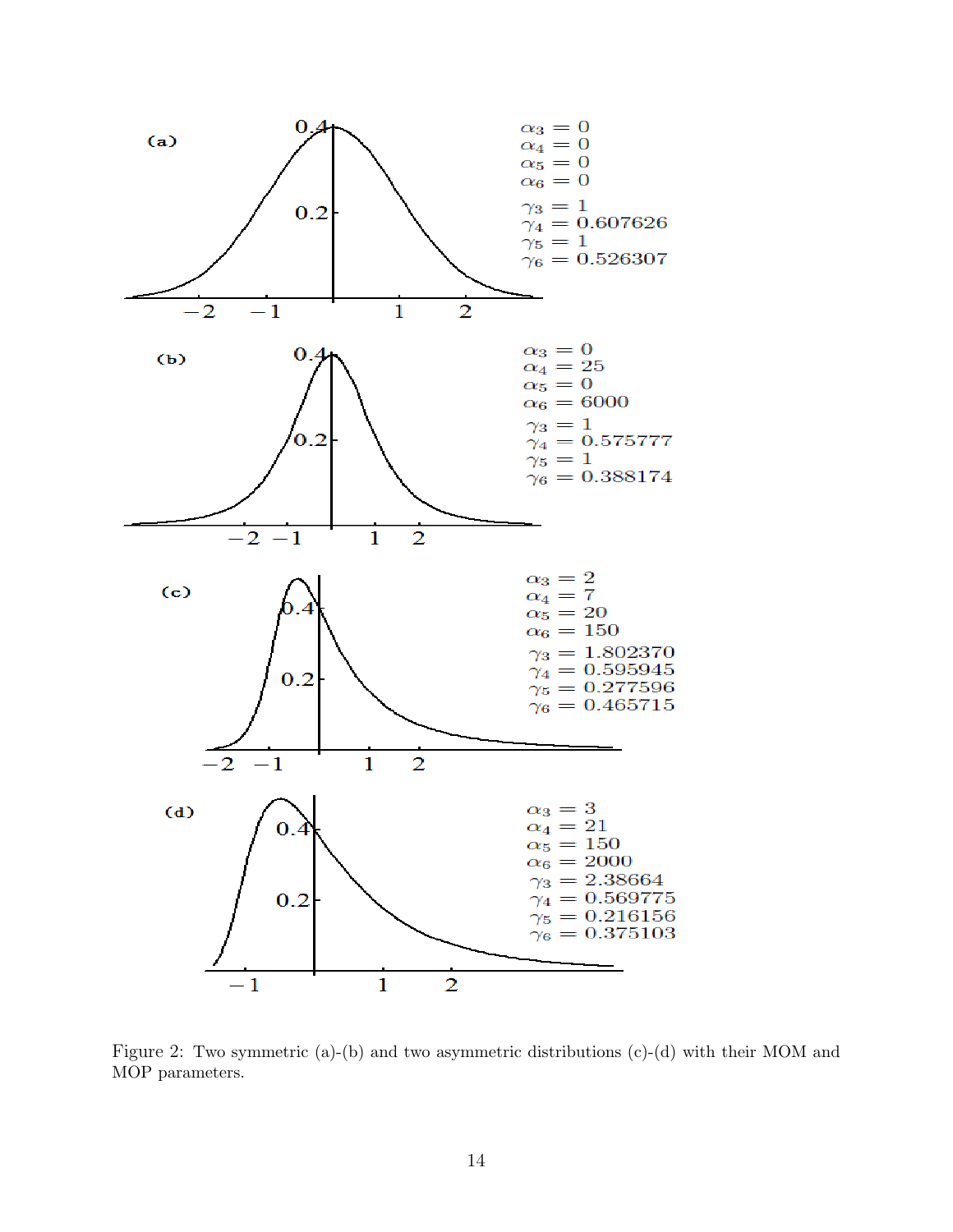(a)

$\alpha_3 = 0$
$\alpha_4 = 0$
$\alpha_5 = 0$
$\alpha_6 = 0$
$\gamma_3 = 1$
$\gamma_4 = 0.607626$
$\gamma_5 = 1$
$\gamma_6 = 0.526307$

(b)

$\alpha_3 = 0$
$\alpha_4 = 25$
$\alpha_5 = 0$
$\alpha_6 = 6000$
$\gamma_3 = 1$
$\gamma_4 = 0.575777$
$\gamma_5 = 1$
$\gamma_6 = 0.388174$

(c)

$\alpha_3 = 2$
$\alpha_4 = 7$
$\alpha_5 = 20$
$\alpha_6 = 150$
$\gamma_3 = 1.802370$
$\gamma_4 = 0.595945$
$\gamma_5 = 0.277596$
$\gamma_6 = 0.465715$

(d)

$\alpha_3 = 3$
$\alpha_4 = 21$
$\alpha_5 = 150$
$\alpha_6 = 2000$
$\gamma_3 = 2.38664$
$\gamma_4 = 0.569775$
$\gamma_5 = 0.216156$
$\gamma_6 = 0.375103$

Figure 2: Two symmetric (a)-(b) and two asymmetric distributions (c)-(d) with their MOM and MOP parameters.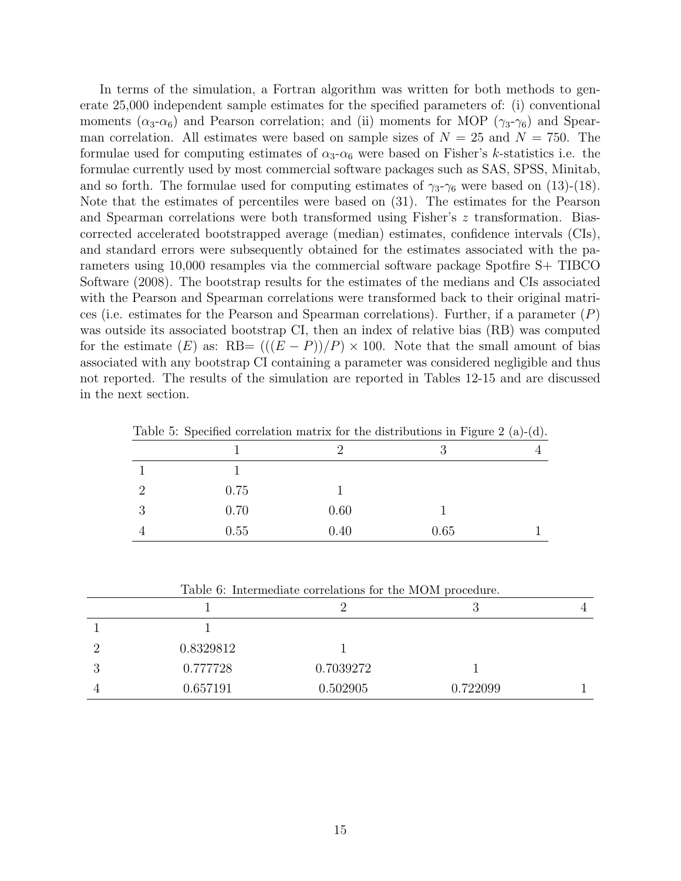In terms of the simulation, a Fortran algorithm was written for both methods to generate 25,000 independent sample estimates for the specified parameters of: (i) conventional moments ($\alpha_3$-$\alpha_6$) and Pearson correlation; and (ii) moments for MOP ($\gamma_3$-$\gamma_6$) and Spearman correlation. All estimates were based on sample sizes of $N = 25$ and $N = 750$. The formulae used for computing estimates of $\alpha_3$-$\alpha_6$ were based on Fisher's $k$-statistics i.e. the formulae currently used by most commercial software packages such as SAS, SPSS, Minitab, and so forth. The formulae used for computing estimates of $\gamma_3$-$\gamma_6$ were based on (13)-(18). Note that the estimates of percentiles were based on (31). The estimates for the Pearson and Spearman correlations were both transformed using Fisher's $z$ transformation. Bias-corrected accelerated bootstrapped average (median) estimates, confidence intervals (CIs), and standard errors were subsequently obtained for the estimates associated with the parameters using 10,000 resamples via the commercial software package Spotfire S+ TIBCO Software (2008). The bootstrap results for the estimates of the medians and CIs associated with the Pearson and Spearman correlations were transformed back to their original matrices (i.e. estimates for the Pearson and Spearman correlations). Further, if a parameter ($P$) was outside its associated bootstrap CI, then an index of relative bias (RB) was computed for the estimate ($E$) as: RB= $(((E - P))/P) \times 100$. Note that the small amount of bias associated with any bootstrap CI containing a parameter was considered negligible and thus not reported. The results of the simulation are reported in Tables 12-15 and are discussed in the next section.

Table 5: Specified correlation matrix for the distributions in Figure 2 (a)-(d).

| | 1 | 2 | 3 | 4 |
|---|---|---|---|---|
| 1 | 1 | | | |
| 2 | 0.75 | 1 | | |
| 3 | 0.70 | 0.60 | 1 | |
| 4 | 0.55 | 0.40 | 0.65 | 1 |

Table 6: Intermediate correlations for the MOM procedure.

| | 1 | 2 | 3 | 4 |
|---|---|---|---|---|
| 1 | 1 | | | |
| 2 | 0.8329812 | 1 | | |
| 3 | 0.777728 | 0.7039272 | 1 | |
| 4 | 0.657191 | 0.502905 | 0.722099 | 1 |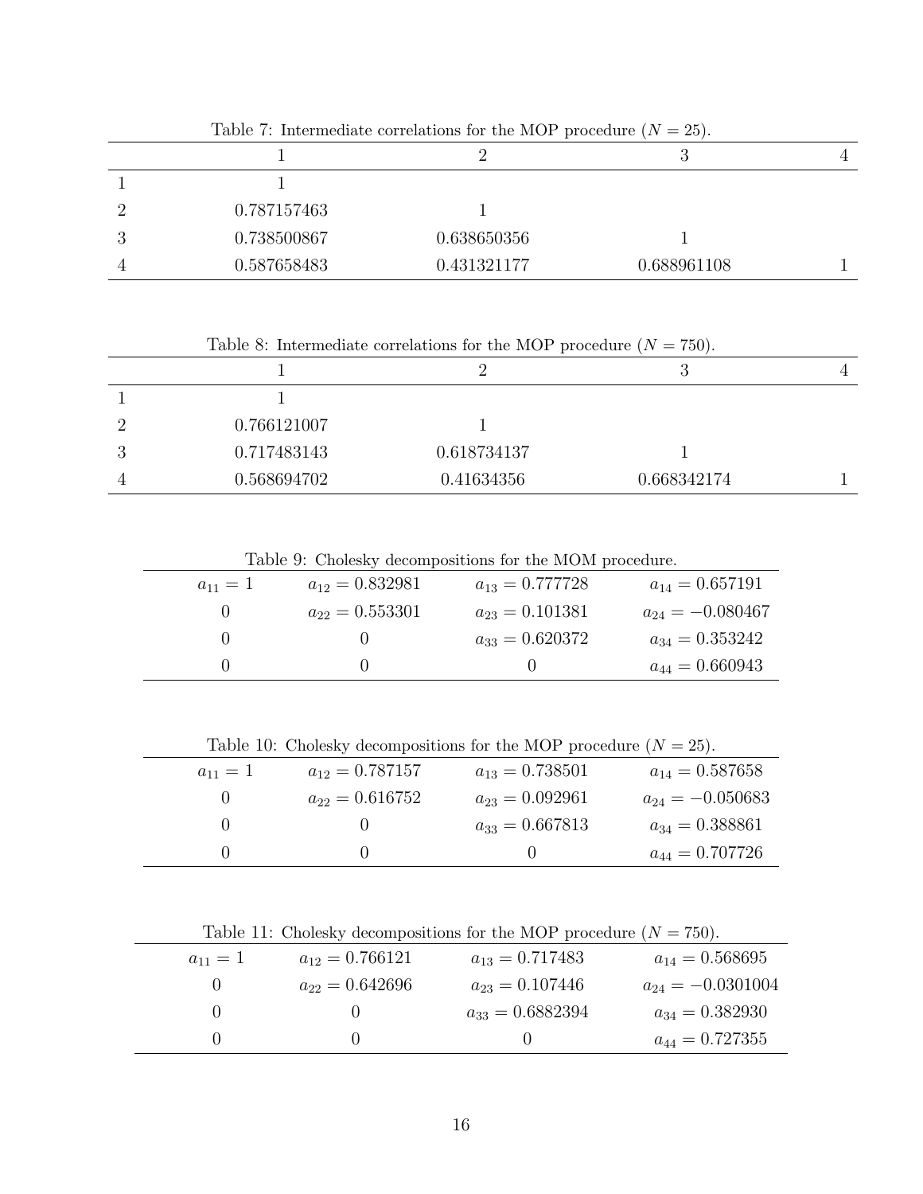Table 7: Intermediate correlations for the MOP procedure ($N = 25$).

| | 1 | 2 | 3 | 4 |
|---|---|---|---|---|
| 1 | 1 | | | |
| 2 | 0.787157463 | 1 | | |
| 3 | 0.738500867 | 0.638650356 | 1 | |
| 4 | 0.587658483 | 0.431321177 | 0.688961108 | 1 |

Table 8: Intermediate correlations for the MOP procedure ($N = 750$).

| | 1 | 2 | 3 | 4 |
|---|---|---|---|---|
| 1 | 1 | | | |
| 2 | 0.766121007 | 1 | | |
| 3 | 0.717483143 | 0.618734137 | 1 | |
| 4 | 0.568694702 | 0.41634356 | 0.668342174 | 1 |

Table 9: Cholesky decompositions for the MOM procedure.

| | | | |
|---|---|---|---|
| $a_{11} = 1$ | $a_{12} = 0.832981$ | $a_{13} = 0.777728$ | $a_{14} = 0.657191$ |
| 0 | $a_{22} = 0.553301$ | $a_{23} = 0.101381$ | $a_{24} = -0.080467$ |
| 0 | 0 | $a_{33} = 0.620372$ | $a_{34} = 0.353242$ |
| 0 | 0 | 0 | $a_{44} = 0.660943$ |

Table 10: Cholesky decompositions for the MOP procedure ($N = 25$).

| | | | |
|---|---|---|---|
| $a_{11} = 1$ | $a_{12} = 0.787157$ | $a_{13} = 0.738501$ | $a_{14} = 0.587658$ |
| 0 | $a_{22} = 0.616752$ | $a_{23} = 0.092961$ | $a_{24} = -0.050683$ |
| 0 | 0 | $a_{33} = 0.667813$ | $a_{34} = 0.388861$ |
| 0 | 0 | 0 | $a_{44} = 0.707726$ |

Table 11: Cholesky decompositions for the MOP procedure ($N = 750$).

| | | | |
|---|---|---|---|
| $a_{11} = 1$ | $a_{12} = 0.766121$ | $a_{13} = 0.717483$ | $a_{14} = 0.568695$ |
| 0 | $a_{22} = 0.642696$ | $a_{23} = 0.107446$ | $a_{24} = -0.0301004$ |
| 0 | 0 | $a_{33} = 0.6882394$ | $a_{34} = 0.382930$ |
| 0 | 0 | 0 | $a_{44} = 0.727355$ |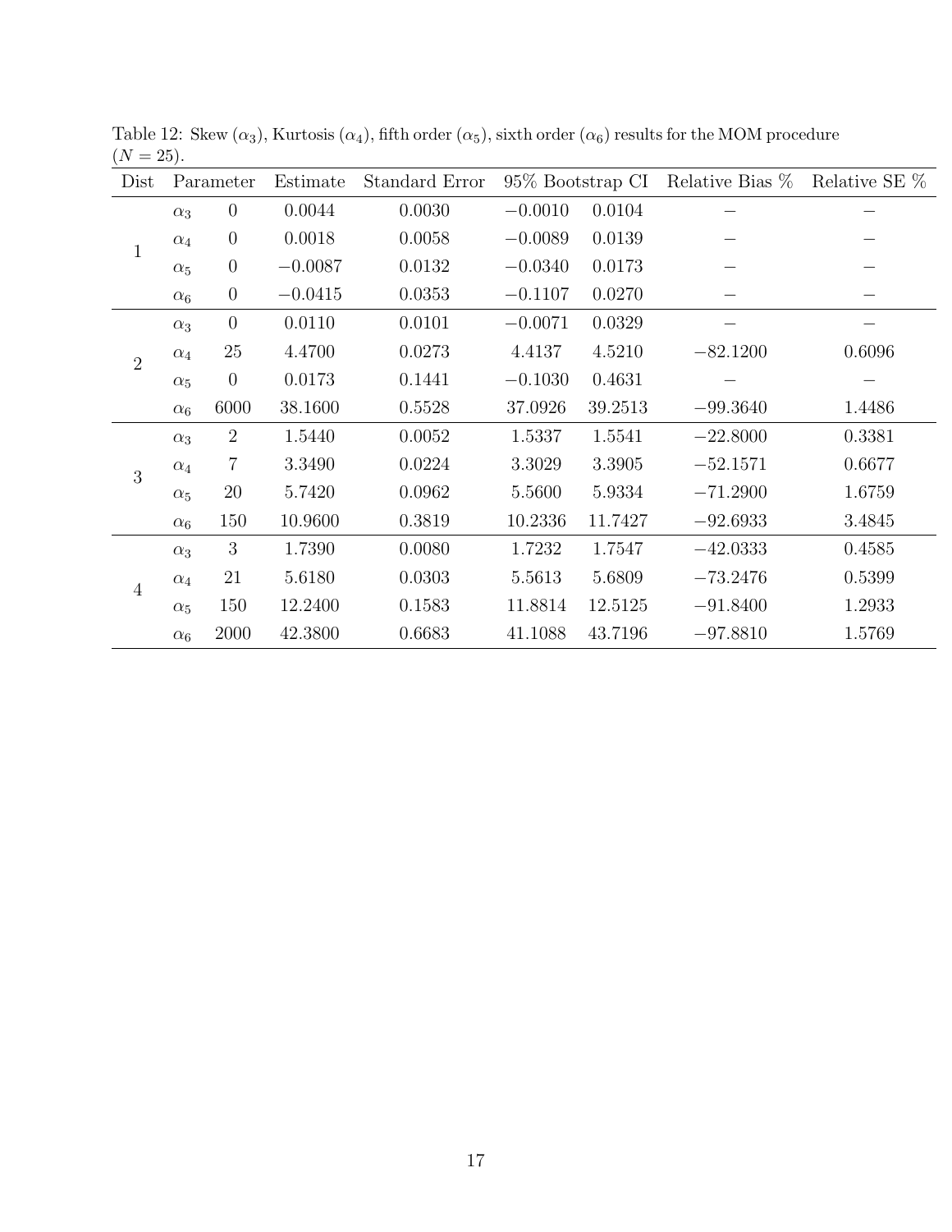Table 12: Skew ($\alpha_3$), Kurtosis ($\alpha_4$), fifth order ($\alpha_5$), sixth order ($\alpha_6$) results for the MOM procedure ($N = 25$).

| Dist | Parameter | | Estimate | Standard Error | 95% Bootstrap CI | | Relative Bias % | Relative SE % |
|---|---|---|---|---|---|---|---|---|
| 1 | $\alpha_3$ | 0 | 0.0044 | 0.0030 | $-0.0010$ | 0.0104 | – | – |
| | $\alpha_4$ | 0 | 0.0018 | 0.0058 | $-0.0089$ | 0.0139 | – | – |
| | $\alpha_5$ | 0 | $-0.0087$ | 0.0132 | $-0.0340$ | 0.0173 | – | – |
| | $\alpha_6$ | 0 | $-0.0415$ | 0.0353 | $-0.1107$ | 0.0270 | – | – |
| 2 | $\alpha_3$ | 0 | 0.0110 | 0.0101 | $-0.0071$ | 0.0329 | – | – |
| | $\alpha_4$ | 25 | 4.4700 | 0.0273 | 4.4137 | 4.5210 | $-82.1200$ | 0.6096 |
| | $\alpha_5$ | 0 | 0.0173 | 0.1441 | $-0.1030$ | 0.4631 | – | – |
| | $\alpha_6$ | 6000 | 38.1600 | 0.5528 | 37.0926 | 39.2513 | $-99.3640$ | 1.4486 |
| 3 | $\alpha_3$ | 2 | 1.5440 | 0.0052 | 1.5337 | 1.5541 | $-22.8000$ | 0.3381 |
| | $\alpha_4$ | 7 | 3.3490 | 0.0224 | 3.3029 | 3.3905 | $-52.1571$ | 0.6677 |
| | $\alpha_5$ | 20 | 5.7420 | 0.0962 | 5.5600 | 5.9334 | $-71.2900$ | 1.6759 |
| | $\alpha_6$ | 150 | 10.9600 | 0.3819 | 10.2336 | 11.7427 | $-92.6933$ | 3.4845 |
| 4 | $\alpha_3$ | 3 | 1.7390 | 0.0080 | 1.7232 | 1.7547 | $-42.0333$ | 0.4585 |
| | $\alpha_4$ | 21 | 5.6180 | 0.0303 | 5.5613 | 5.6809 | $-73.2476$ | 0.5399 |
| | $\alpha_5$ | 150 | 12.2400 | 0.1583 | 11.8814 | 12.5125 | $-91.8400$ | 1.2933 |
| | $\alpha_6$ | 2000 | 42.3800 | 0.6683 | 41.1088 | 43.7196 | $-97.8810$ | 1.5769 |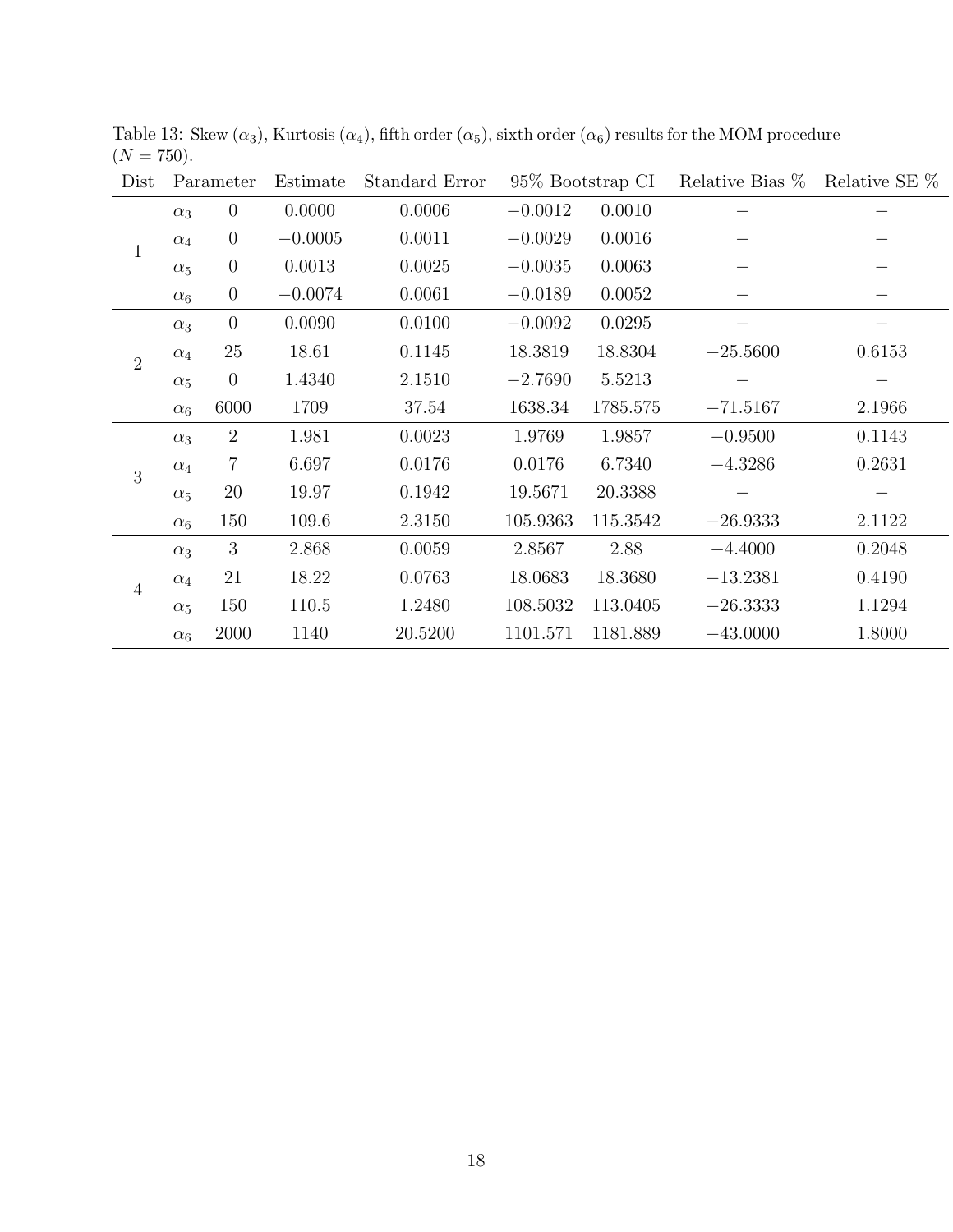Table 13: Skew ($\alpha_3$), Kurtosis ($\alpha_4$), fifth order ($\alpha_5$), sixth order ($\alpha_6$) results for the MOM procedure ($N = 750$).

| Dist | Parameter | | Estimate | Standard Error | 95% Bootstrap CI | | Relative Bias % | Relative SE % |
|---|---|---|---|---|---|---|---|---|
| 1 | $\alpha_3$ | 0 | 0.0000 | 0.0006 | $-0.0012$ | 0.0010 | – | – |
| | $\alpha_4$ | 0 | $-0.0005$ | 0.0011 | $-0.0029$ | 0.0016 | – | – |
| | $\alpha_5$ | 0 | 0.0013 | 0.0025 | $-0.0035$ | 0.0063 | – | – |
| | $\alpha_6$ | 0 | $-0.0074$ | 0.0061 | $-0.0189$ | 0.0052 | – | – |
| 2 | $\alpha_3$ | 0 | 0.0090 | 0.0100 | $-0.0092$ | 0.0295 | – | – |
| | $\alpha_4$ | 25 | 18.61 | 0.1145 | 18.3819 | 18.8304 | $-25.5600$ | 0.6153 |
| | $\alpha_5$ | 0 | 1.4340 | 2.1510 | $-2.7690$ | 5.5213 | – | – |
| | $\alpha_6$ | 6000 | 1709 | 37.54 | 1638.34 | 1785.575 | $-71.5167$ | 2.1966 |
| 3 | $\alpha_3$ | 2 | 1.981 | 0.0023 | 1.9769 | 1.9857 | $-0.9500$ | 0.1143 |
| | $\alpha_4$ | 7 | 6.697 | 0.0176 | 0.0176 | 6.7340 | $-4.3286$ | 0.2631 |
| | $\alpha_5$ | 20 | 19.97 | 0.1942 | 19.5671 | 20.3388 | – | – |
| | $\alpha_6$ | 150 | 109.6 | 2.3150 | 105.9363 | 115.3542 | $-26.9333$ | 2.1122 |
| 4 | $\alpha_3$ | 3 | 2.868 | 0.0059 | 2.8567 | 2.88 | $-4.4000$ | 0.2048 |
| | $\alpha_4$ | 21 | 18.22 | 0.0763 | 18.0683 | 18.3680 | $-13.2381$ | 0.4190 |
| | $\alpha_5$ | 150 | 110.5 | 1.2480 | 108.5032 | 113.0405 | $-26.3333$ | 1.1294 |
| | $\alpha_6$ | 2000 | 1140 | 20.5200 | 1101.571 | 1181.889 | $-43.0000$ | 1.8000 |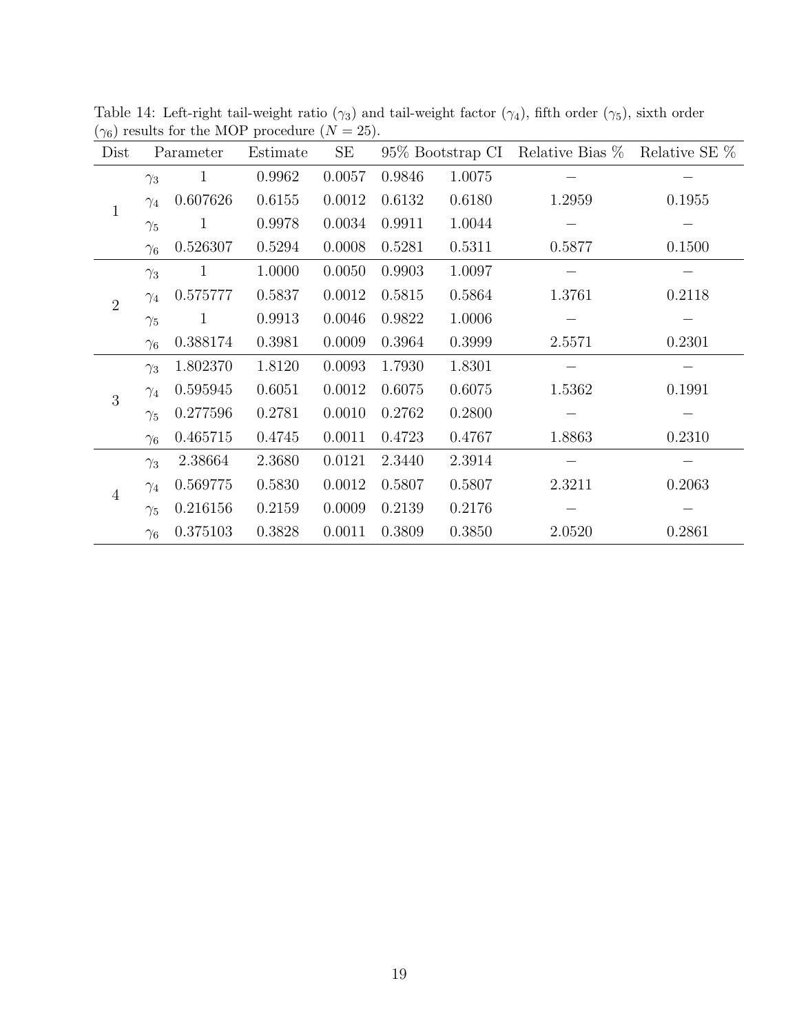Table 14: Left-right tail-weight ratio ($\gamma_3$) and tail-weight factor ($\gamma_4$), fifth order ($\gamma_5$), sixth order ($\gamma_6$) results for the MOP procedure ($N = 25$).

| Dist | Parameter | | Estimate | SE | 95% Bootstrap CI | | Relative Bias % | Relative SE % |
|---|---|---|---|---|---|---|---|---|
| 1 | $\gamma_3$ | 1 | 0.9962 | 0.0057 | 0.9846 | 1.0075 | – | – |
| | $\gamma_4$ | 0.607626 | 0.6155 | 0.0012 | 0.6132 | 0.6180 | 1.2959 | 0.1955 |
| | $\gamma_5$ | 1 | 0.9978 | 0.0034 | 0.9911 | 1.0044 | – | – |
| | $\gamma_6$ | 0.526307 | 0.5294 | 0.0008 | 0.5281 | 0.5311 | 0.5877 | 0.1500 |
| 2 | $\gamma_3$ | 1 | 1.0000 | 0.0050 | 0.9903 | 1.0097 | – | – |
| | $\gamma_4$ | 0.575777 | 0.5837 | 0.0012 | 0.5815 | 0.5864 | 1.3761 | 0.2118 |
| | $\gamma_5$ | 1 | 0.9913 | 0.0046 | 0.9822 | 1.0006 | – | – |
| | $\gamma_6$ | 0.388174 | 0.3981 | 0.0009 | 0.3964 | 0.3999 | 2.5571 | 0.2301 |
| 3 | $\gamma_3$ | 1.802370 | 1.8120 | 0.0093 | 1.7930 | 1.8301 | – | – |
| | $\gamma_4$ | 0.595945 | 0.6051 | 0.0012 | 0.6075 | 0.6075 | 1.5362 | 0.1991 |
| | $\gamma_5$ | 0.277596 | 0.2781 | 0.0010 | 0.2762 | 0.2800 | – | – |
| | $\gamma_6$ | 0.465715 | 0.4745 | 0.0011 | 0.4723 | 0.4767 | 1.8863 | 0.2310 |
| 4 | $\gamma_3$ | 2.38664 | 2.3680 | 0.0121 | 2.3440 | 2.3914 | – | – |
| | $\gamma_4$ | 0.569775 | 0.5830 | 0.0012 | 0.5807 | 0.5807 | 2.3211 | 0.2063 |
| | $\gamma_5$ | 0.216156 | 0.2159 | 0.0009 | 0.2139 | 0.2176 | – | – |
| | $\gamma_6$ | 0.375103 | 0.3828 | 0.0011 | 0.3809 | 0.3850 | 2.0520 | 0.2861 |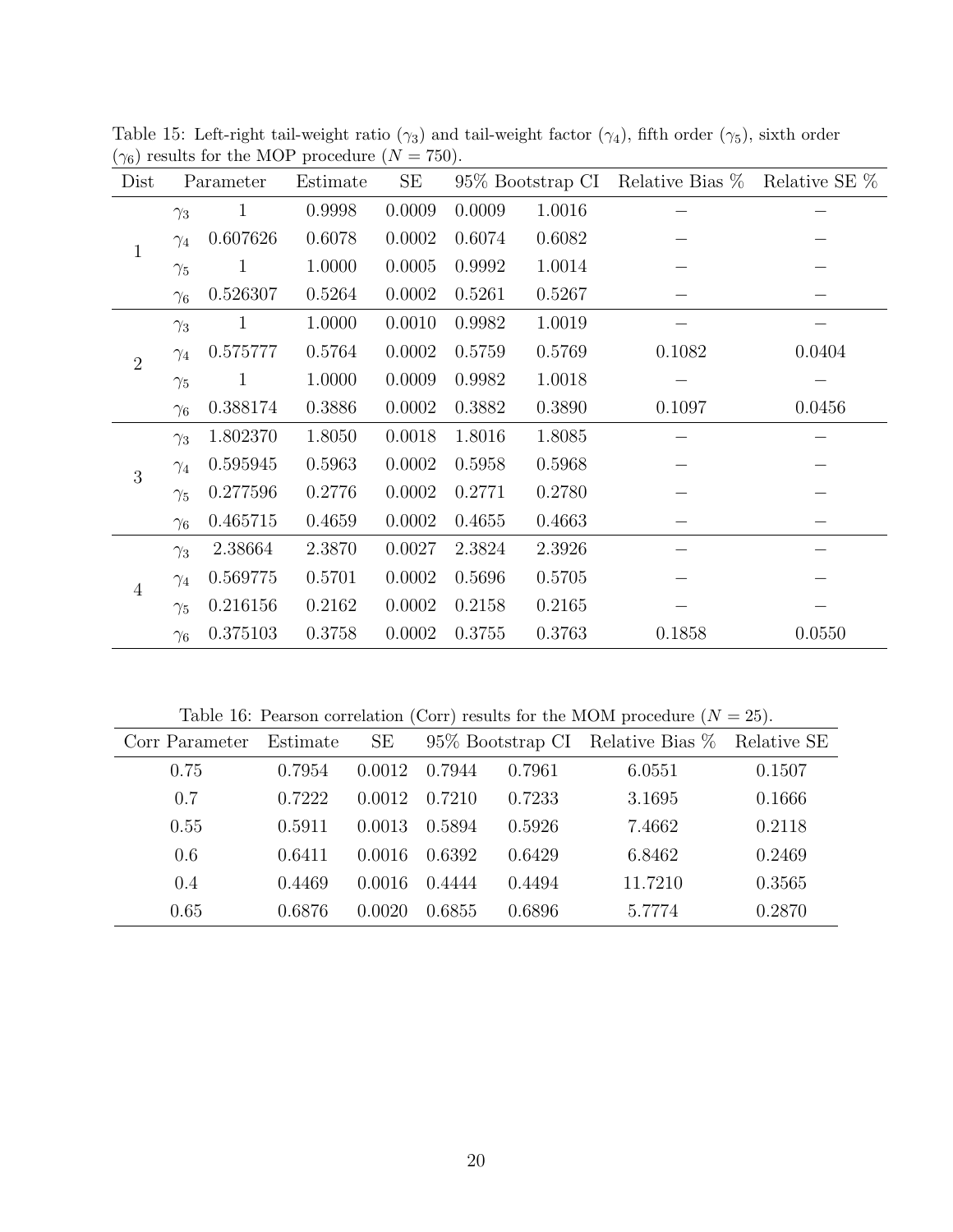Table 15: Left-right tail-weight ratio ($\gamma_3$) and tail-weight factor ($\gamma_4$), fifth order ($\gamma_5$), sixth order ($\gamma_6$) results for the MOP procedure ($N = 750$).

| Dist | Parameter | | Estimate | SE | 95% Bootstrap CI | | Relative Bias % | Relative SE % |
|---|---|---|---|---|---|---|---|---|
| 1 | $\gamma_3$ | 1 | 0.9998 | 0.0009 | 0.0009 | 1.0016 | – | – |
| | $\gamma_4$ | 0.607626 | 0.6078 | 0.0002 | 0.6074 | 0.6082 | – | – |
| | $\gamma_5$ | 1 | 1.0000 | 0.0005 | 0.9992 | 1.0014 | – | – |
| | $\gamma_6$ | 0.526307 | 0.5264 | 0.0002 | 0.5261 | 0.5267 | – | – |
| 2 | $\gamma_3$ | 1 | 1.0000 | 0.0010 | 0.9982 | 1.0019 | – | – |
| | $\gamma_4$ | 0.575777 | 0.5764 | 0.0002 | 0.5759 | 0.5769 | 0.1082 | 0.0404 |
| | $\gamma_5$ | 1 | 1.0000 | 0.0009 | 0.9982 | 1.0018 | – | – |
| | $\gamma_6$ | 0.388174 | 0.3886 | 0.0002 | 0.3882 | 0.3890 | 0.1097 | 0.0456 |
| 3 | $\gamma_3$ | 1.802370 | 1.8050 | 0.0018 | 1.8016 | 1.8085 | – | – |
| | $\gamma_4$ | 0.595945 | 0.5963 | 0.0002 | 0.5958 | 0.5968 | – | – |
| | $\gamma_5$ | 0.277596 | 0.2776 | 0.0002 | 0.2771 | 0.2780 | – | – |
| | $\gamma_6$ | 0.465715 | 0.4659 | 0.0002 | 0.4655 | 0.4663 | – | – |
| 4 | $\gamma_3$ | 2.38664 | 2.3870 | 0.0027 | 2.3824 | 2.3926 | – | – |
| | $\gamma_4$ | 0.569775 | 0.5701 | 0.0002 | 0.5696 | 0.5705 | – | – |
| | $\gamma_5$ | 0.216156 | 0.2162 | 0.0002 | 0.2158 | 0.2165 | – | – |
| | $\gamma_6$ | 0.375103 | 0.3758 | 0.0002 | 0.3755 | 0.3763 | 0.1858 | 0.0550 |

Table 16: Pearson correlation (Corr) results for the MOM procedure ($N = 25$).

| Corr Parameter | Estimate | SE | 95% Bootstrap CI | | Relative Bias % | Relative SE |
|---|---|---|---|---|---|---|
| 0.75 | 0.7954 | 0.0012 | 0.7944 | 0.7961 | 6.0551 | 0.1507 |
| 0.7 | 0.7222 | 0.0012 | 0.7210 | 0.7233 | 3.1695 | 0.1666 |
| 0.55 | 0.5911 | 0.0013 | 0.5894 | 0.5926 | 7.4662 | 0.2118 |
| 0.6 | 0.6411 | 0.0016 | 0.6392 | 0.6429 | 6.8462 | 0.2469 |
| 0.4 | 0.4469 | 0.0016 | 0.4444 | 0.4494 | 11.7210 | 0.3565 |
| 0.65 | 0.6876 | 0.0020 | 0.6855 | 0.6896 | 5.7774 | 0.2870 |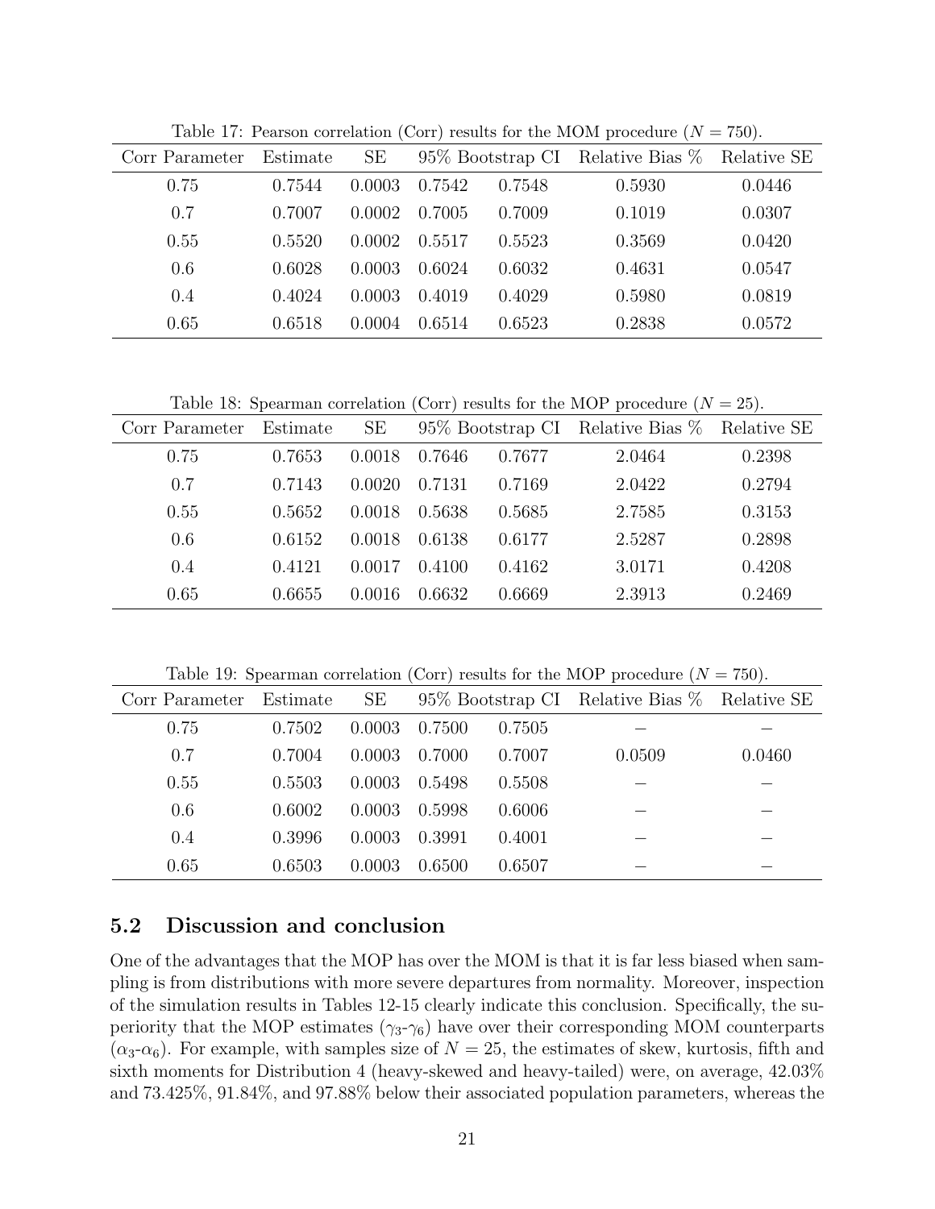Table 17: Pearson correlation (Corr) results for the MOM procedure ($N = 750$).

| Corr Parameter | Estimate | SE | 95% Bootstrap CI | | Relative Bias % | Relative SE |
|---|---|---|---|---|---|---|
| 0.75 | 0.7544 | 0.0003 | 0.7542 | 0.7548 | 0.5930 | 0.0446 |
| 0.7 | 0.7007 | 0.0002 | 0.7005 | 0.7009 | 0.1019 | 0.0307 |
| 0.55 | 0.5520 | 0.0002 | 0.5517 | 0.5523 | 0.3569 | 0.0420 |
| 0.6 | 0.6028 | 0.0003 | 0.6024 | 0.6032 | 0.4631 | 0.0547 |
| 0.4 | 0.4024 | 0.0003 | 0.4019 | 0.4029 | 0.5980 | 0.0819 |
| 0.65 | 0.6518 | 0.0004 | 0.6514 | 0.6523 | 0.2838 | 0.0572 |

Table 18: Spearman correlation (Corr) results for the MOP procedure ($N = 25$).

| Corr Parameter | Estimate | SE | 95% Bootstrap CI | | Relative Bias % | Relative SE |
|---|---|---|---|---|---|---|
| 0.75 | 0.7653 | 0.0018 | 0.7646 | 0.7677 | 2.0464 | 0.2398 |
| 0.7 | 0.7143 | 0.0020 | 0.7131 | 0.7169 | 2.0422 | 0.2794 |
| 0.55 | 0.5652 | 0.0018 | 0.5638 | 0.5685 | 2.7585 | 0.3153 |
| 0.6 | 0.6152 | 0.0018 | 0.6138 | 0.6177 | 2.5287 | 0.2898 |
| 0.4 | 0.4121 | 0.0017 | 0.4100 | 0.4162 | 3.0171 | 0.4208 |
| 0.65 | 0.6655 | 0.0016 | 0.6632 | 0.6669 | 2.3913 | 0.2469 |

Table 19: Spearman correlation (Corr) results for the MOP procedure ($N = 750$).

| Corr Parameter | Estimate | SE | 95% Bootstrap CI | | Relative Bias % | Relative SE |
|---|---|---|---|---|---|---|
| 0.75 | 0.7502 | 0.0003 | 0.7500 | 0.7505 | – | – |
| 0.7 | 0.7004 | 0.0003 | 0.7000 | 0.7007 | 0.0509 | 0.0460 |
| 0.55 | 0.5503 | 0.0003 | 0.5498 | 0.5508 | – | – |
| 0.6 | 0.6002 | 0.0003 | 0.5998 | 0.6006 | – | – |
| 0.4 | 0.3996 | 0.0003 | 0.3991 | 0.4001 | – | – |
| 0.65 | 0.6503 | 0.0003 | 0.6500 | 0.6507 | – | – |

## 5.2 Discussion and conclusion

One of the advantages that the MOP has over the MOM is that it is far less biased when sampling is from distributions with more severe departures from normality. Moreover, inspection of the simulation results in Tables 12-15 clearly indicate this conclusion. Specifically, the superiority that the MOP estimates ($\gamma_3$-$\gamma_6$) have over their corresponding MOM counterparts ($\alpha_3$-$\alpha_6$). For example, with samples size of $N = 25$, the estimates of skew, kurtosis, fifth and sixth moments for Distribution 4 (heavy-skewed and heavy-tailed) were, on average, 42.03% and 73.425%, 91.84%, and 97.88% below their associated population parameters, whereas the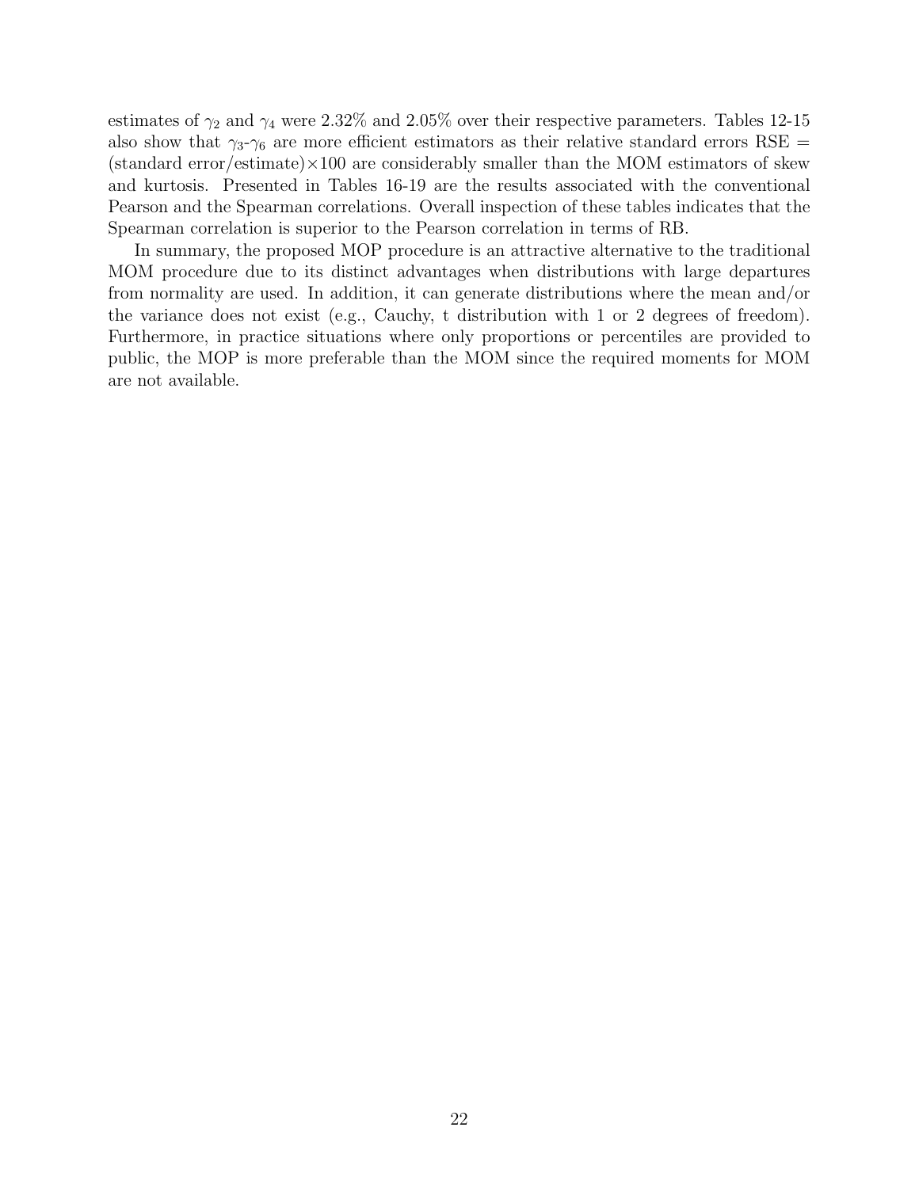estimates of $\gamma_2$ and $\gamma_4$ were 2.32% and 2.05% over their respective parameters. Tables 12-15 also show that $\gamma_3$-$\gamma_6$ are more efficient estimators as their relative standard errors RSE = (standard error/estimate)$\times$100 are considerably smaller than the MOM estimators of skew and kurtosis. Presented in Tables 16-19 are the results associated with the conventional Pearson and the Spearman correlations. Overall inspection of these tables indicates that the Spearman correlation is superior to the Pearson correlation in terms of RB.

In summary, the proposed MOP procedure is an attractive alternative to the traditional MOM procedure due to its distinct advantages when distributions with large departures from normality are used. In addition, it can generate distributions where the mean and/or the variance does not exist (e.g., Cauchy, t distribution with 1 or 2 degrees of freedom). Furthermore, in practice situations where only proportions or percentiles are provided to public, the MOP is more preferable than the MOM since the required moments for MOM are not available.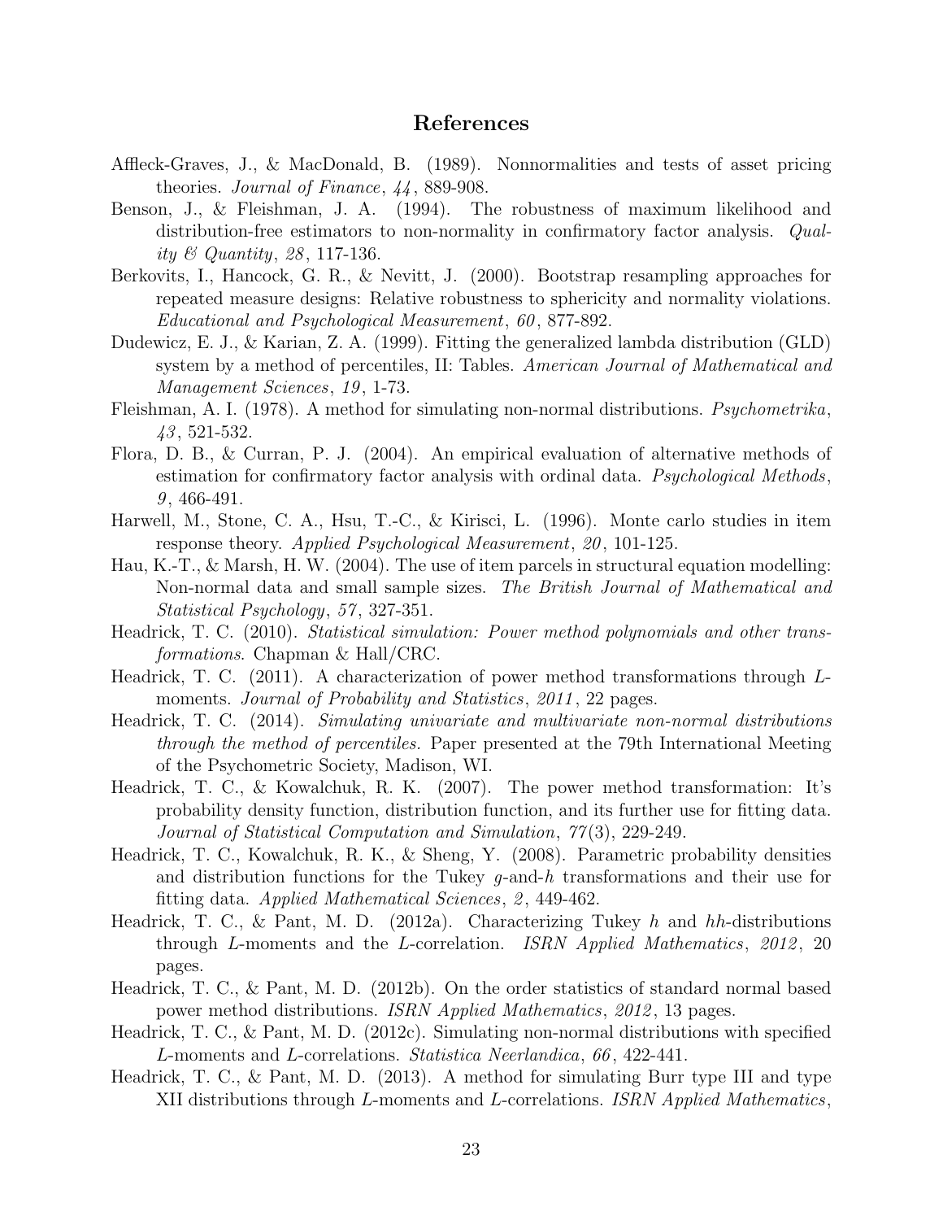# References

Affleck-Graves, J., & MacDonald, B. (1989). Nonnormalities and tests of asset pricing theories. *Journal of Finance*, *44*, 889-908.

Benson, J., & Fleishman, J. A. (1994). The robustness of maximum likelihood and distribution-free estimators to non-normality in confirmatory factor analysis. *Quality & Quantity*, *28*, 117-136.

Berkovits, I., Hancock, G. R., & Nevitt, J. (2000). Bootstrap resampling approaches for repeated measure designs: Relative robustness to sphericity and normality violations. *Educational and Psychological Measurement*, *60*, 877-892.

Dudewicz, E. J., & Karian, Z. A. (1999). Fitting the generalized lambda distribution (GLD) system by a method of percentiles, II: Tables. *American Journal of Mathematical and Management Sciences*, *19*, 1-73.

Fleishman, A. I. (1978). A method for simulating non-normal distributions. *Psychometrika*, *43*, 521-532.

Flora, D. B., & Curran, P. J. (2004). An empirical evaluation of alternative methods of estimation for confirmatory factor analysis with ordinal data. *Psychological Methods*, *9*, 466-491.

Harwell, M., Stone, C. A., Hsu, T.-C., & Kirisci, L. (1996). Monte carlo studies in item response theory. *Applied Psychological Measurement*, *20*, 101-125.

Hau, K.-T., & Marsh, H. W. (2004). The use of item parcels in structural equation modelling: Non-normal data and small sample sizes. *The British Journal of Mathematical and Statistical Psychology*, *57*, 327-351.

Headrick, T. C. (2010). *Statistical simulation: Power method polynomials and other transformations*. Chapman & Hall/CRC.

Headrick, T. C. (2011). A characterization of power method transformations through $L$-moments. *Journal of Probability and Statistics*, *2011*, 22 pages.

Headrick, T. C. (2014). *Simulating univariate and multivariate non-normal distributions through the method of percentiles.* Paper presented at the 79th International Meeting of the Psychometric Society, Madison, WI.

Headrick, T. C., & Kowalchuk, R. K. (2007). The power method transformation: It's probability density function, distribution function, and its further use for fitting data. *Journal of Statistical Computation and Simulation*, *77*(3), 229-249.

Headrick, T. C., Kowalchuk, R. K., & Sheng, Y. (2008). Parametric probability densities and distribution functions for the Tukey $g$-and-$h$ transformations and their use for fitting data. *Applied Mathematical Sciences*, *2*, 449-462.

Headrick, T. C., & Pant, M. D. (2012a). Characterizing Tukey $h$ and $hh$-distributions through $L$-moments and the $L$-correlation. *ISRN Applied Mathematics*, *2012*, 20 pages.

Headrick, T. C., & Pant, M. D. (2012b). On the order statistics of standard normal based power method distributions. *ISRN Applied Mathematics*, *2012*, 13 pages.

Headrick, T. C., & Pant, M. D. (2012c). Simulating non-normal distributions with specified $L$-moments and $L$-correlations. *Statistica Neerlandica*, *66*, 422-441.

Headrick, T. C., & Pant, M. D. (2013). A method for simulating Burr type III and type XII distributions through $L$-moments and $L$-correlations. *ISRN Applied Mathematics*,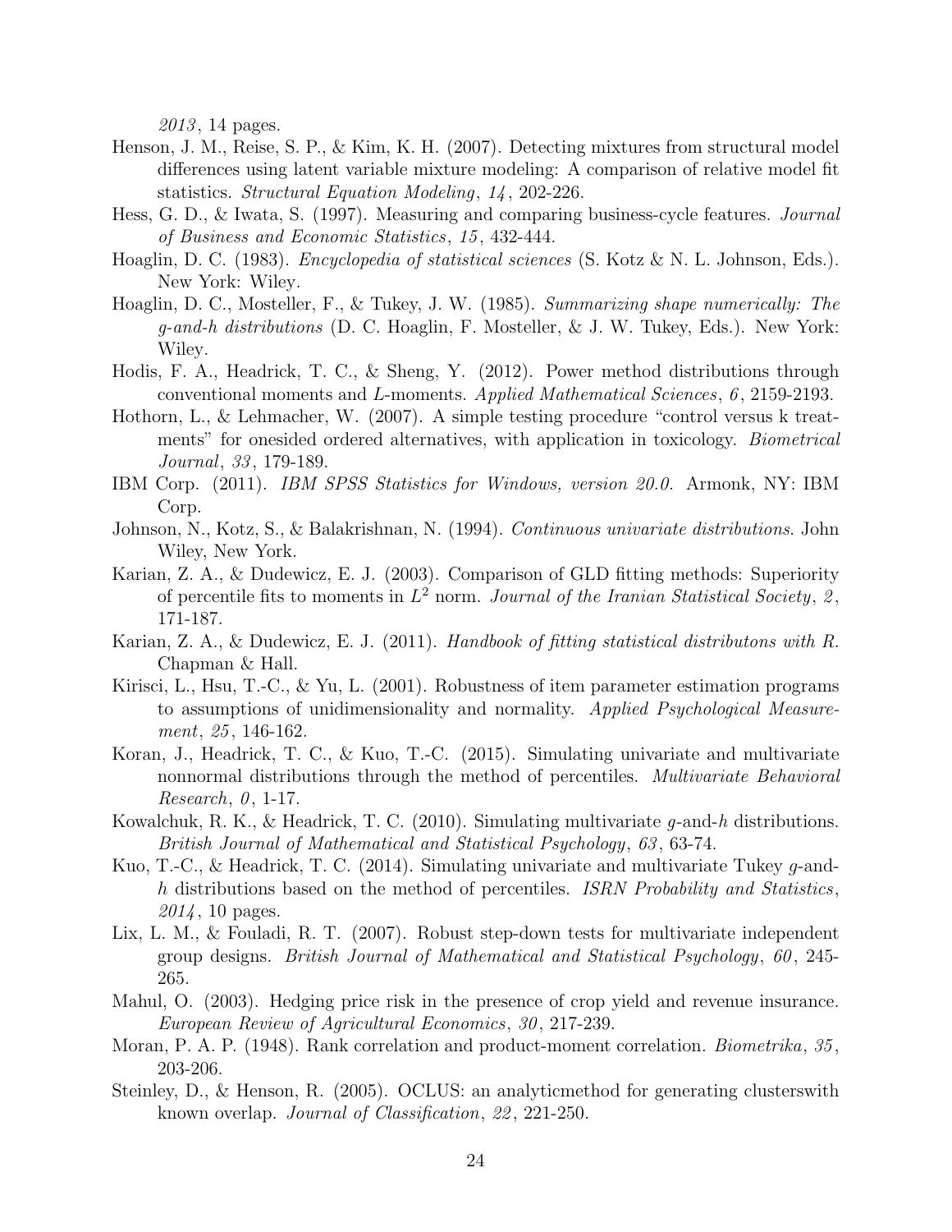*2013*, 14 pages.

Henson, J. M., Reise, S. P., & Kim, K. H. (2007). Detecting mixtures from structural model differences using latent variable mixture modeling: A comparison of relative model fit statistics. *Structural Equation Modeling*, *14*, 202-226.

Hess, G. D., & Iwata, S. (1997). Measuring and comparing business-cycle features. *Journal of Business and Economic Statistics*, *15*, 432-444.

Hoaglin, D. C. (1983). *Encyclopedia of statistical sciences* (S. Kotz & N. L. Johnson, Eds.). New York: Wiley.

Hoaglin, D. C., Mosteller, F., & Tukey, J. W. (1985). *Summarizing shape numerically: The g-and-h distributions* (D. C. Hoaglin, F. Mosteller, & J. W. Tukey, Eds.). New York: Wiley.

Hodis, F. A., Headrick, T. C., & Sheng, Y. (2012). Power method distributions through conventional moments and *L*-moments. *Applied Mathematical Sciences*, *6*, 2159-2193.

Hothorn, L., & Lehmacher, W. (2007). A simple testing procedure "control versus k treatments" for onesided ordered alternatives, with application in toxicology. *Biometrical Journal*, *33*, 179-189.

IBM Corp. (2011). *IBM SPSS Statistics for Windows, version 20.0.* Armonk, NY: IBM Corp.

Johnson, N., Kotz, S., & Balakrishnan, N. (1994). *Continuous univariate distributions*. John Wiley, New York.

Karian, Z. A., & Dudewicz, E. J. (2003). Comparison of GLD fitting methods: Superiority of percentile fits to moments in $L^2$ norm. *Journal of the Iranian Statistical Society*, *2*, 171-187.

Karian, Z. A., & Dudewicz, E. J. (2011). *Handbook of fitting statistical distributons with R.* Chapman & Hall.

Kirisci, L., Hsu, T.-C., & Yu, L. (2001). Robustness of item parameter estimation programs to assumptions of unidimensionality and normality. *Applied Psychological Measurement*, *25*, 146-162.

Koran, J., Headrick, T. C., & Kuo, T.-C. (2015). Simulating univariate and multivariate nonnormal distributions through the method of percentiles. *Multivariate Behavioral Research*, *0*, 1-17.

Kowalchuk, R. K., & Headrick, T. C. (2010). Simulating multivariate *g*-and-*h* distributions. *British Journal of Mathematical and Statistical Psychology*, *63*, 63-74.

Kuo, T.-C., & Headrick, T. C. (2014). Simulating univariate and multivariate Tukey *g*-and-*h* distributions based on the method of percentiles. *ISRN Probability and Statistics*, *2014*, 10 pages.

Lix, L. M., & Fouladi, R. T. (2007). Robust step-down tests for multivariate independent group designs. *British Journal of Mathematical and Statistical Psychology*, *60*, 245-265.

Mahul, O. (2003). Hedging price risk in the presence of crop yield and revenue insurance. *European Review of Agricultural Economics*, *30*, 217-239.

Moran, P. A. P. (1948). Rank correlation and product-moment correlation. *Biometrika*, *35*, 203-206.

Steinley, D., & Henson, R. (2005). OCLUS: an analyticmethod for generating clusterswith known overlap. *Journal of Classification*, *22*, 221-250.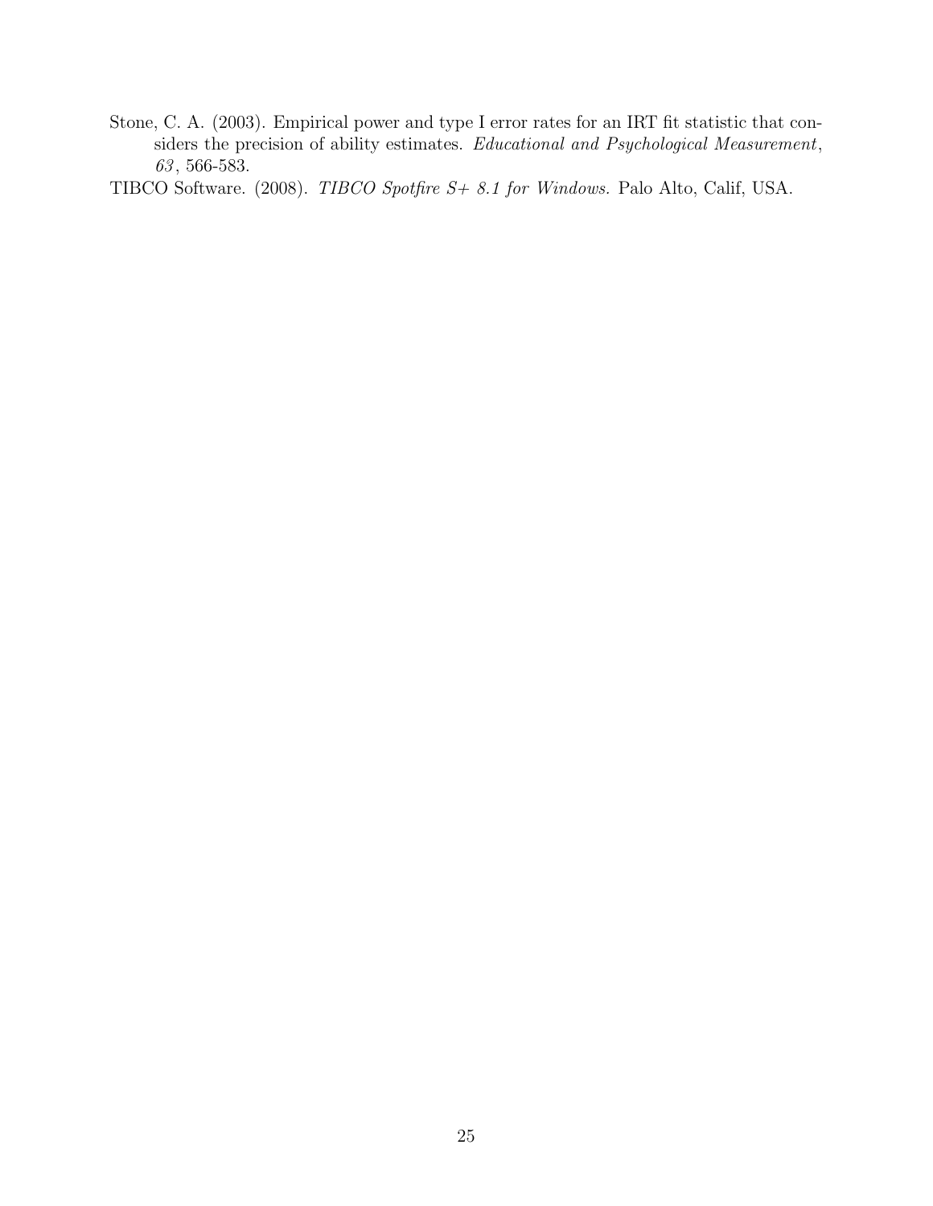Stone, C. A. (2003). Empirical power and type I error rates for an IRT fit statistic that considers the precision of ability estimates. *Educational and Psychological Measurement*, *63*, 566-583.

TIBCO Software. (2008). *TIBCO Spotfire S+ 8.1 for Windows.* Palo Alto, Calif, USA.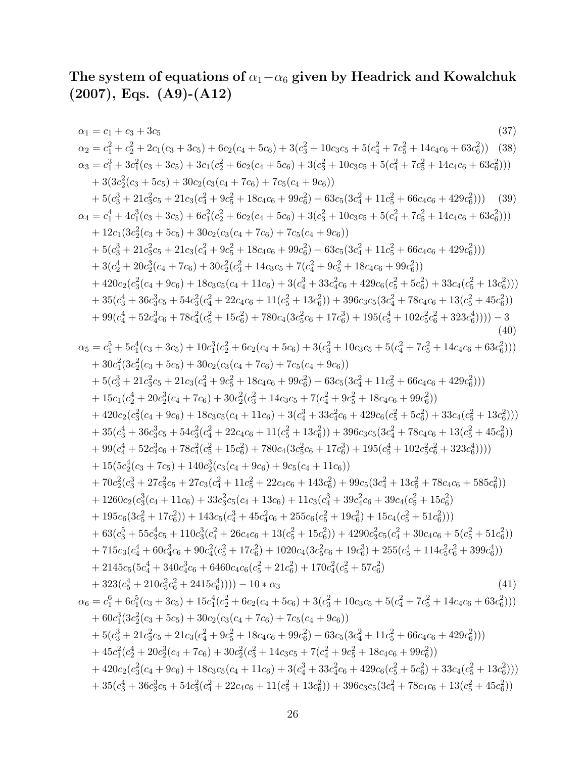## The system of equations of $\alpha_1 - \alpha_6$ given by Headrick and Kowalchuk (2007), Eqs. (A9)-(A12)

$$\alpha_1 = c_1 + c_3 + 3c_5 \tag{37}$$

$$\alpha_2 = c_1^2 + c_2^2 + 2c_1(c_3 + 3c_5) + 6c_2(c_4 + 5c_6) + 3(c_3^2 + 10c_3c_5 + 5(c_4^2 + 7c_5^2 + 14c_4c_6 + 63c_6^2)) \tag{38}$$

$$\begin{aligned}\alpha_3 &= c_1^3 + 3c_1^2(c_3 + 3c_5) + 3c_1(c_2^2 + 6c_2(c_4 + 5c_6) + 3(c_3^2 + 10c_3c_5 + 5(c_4^2 + 7c_5^2 + 14c_4c_6 + 63c_6^2))) \\ &+ 3(3c_2^2(c_3 + 5c_5) + 30c_2(c_3(c_4 + 7c_6) + 7c_5(c_4 + 9c_6)) \\ &+ 5(c_3^3 + 21c_3^2c_5 + 21c_3(c_4^2 + 9c_5^2 + 18c_4c_6 + 99c_6^2) + 63c_5(3c_4^2 + 11c_5^2 + 66c_4c_6 + 429c_6^2)))\end{aligned} \tag{39}$$

$$\begin{aligned}\alpha_4 &= c_1^4 + 4c_1^3(c_3 + 3c_5) + 6c_1^2(c_2^2 + 6c_2(c_4 + 5c_6) + 3(c_3^2 + 10c_3c_5 + 5(c_4^2 + 7c_5^2 + 14c_4c_6 + 63c_6^2))) \\ &+ 12c_1(3c_2^2(c_3 + 5c_5) + 30c_2(c_3(c_4 + 7c_6) + 7c_5(c_4 + 9c_6)) \\ &+ 5(c_3^3 + 21c_3^2c_5 + 21c_3(c_4^2 + 9c_5^2 + 18c_4c_6 + 99c_6^2) + 63c_5(3c_4^2 + 11c_5^2 + 66c_4c_6 + 429c_6^2))) \\ &+ 3(c_2^4 + 20c_2^3(c_4 + 7c_6) + 30c_2^2(c_3^2 + 14c_3c_5 + 7(c_4^2 + 9c_5^2 + 18c_4c_6 + 99c_6^2)) \\ &+ 420c_2(c_3^2(c_4 + 9c_6) + 18c_3c_5(c_4 + 11c_6) + 3(c_4^3 + 33c_4^2c_6 + 429c_6(c_5^2 + 5c_6^2) + 33c_4(c_5^2 + 13c_6^2))) \\ &+ 35(c_3^4 + 36c_3^3c_5 + 54c_3^2(c_4^2 + 22c_4c_6 + 11(c_5^2 + 13c_6^2)) + 396c_3c_5(3c_4^2 + 78c_4c_6 + 13(c_5^2 + 45c_6^2)) \\ &+ 99(c_4^4 + 52c_4^3c_6 + 78c_4^2(c_5^2 + 15c_6^2) + 780c_4(3c_5^2c_6 + 17c_6^3) + 195(c_5^4 + 102c_5^2c_6^2 + 323c_6^4)))) - 3\end{aligned} \tag{40}$$

$$\begin{aligned}\alpha_5 &= c_1^5 + 5c_1^4(c_3 + 3c_5) + 10c_1^3(c_2^2 + 6c_2(c_4 + 5c_6) + 3(c_3^2 + 10c_3c_5 + 5(c_4^2 + 7c_5^2 + 14c_4c_6 + 63c_6^2))) \\ &+ 30c_1^2(3c_2^2(c_3 + 5c_5) + 30c_2(c_3(c_4 + 7c_6) + 7c_5(c_4 + 9c_6)) \\ &+ 5(c_3^3 + 21c_3^2c_5 + 21c_3(c_4^2 + 9c_5^2 + 18c_4c_6 + 99c_6^2) + 63c_5(3c_4^2 + 11c_5^2 + 66c_4c_6 + 429c_6^2))) \\ &+ 15c_1(c_2^4 + 20c_2^3(c_4 + 7c_6) + 30c_2^2(c_3^2 + 14c_3c_5 + 7(c_4^2 + 9c_5^2 + 18c_4c_6 + 99c_6^2)) \\ &+ 420c_2(c_3^2(c_4 + 9c_6) + 18c_3c_5(c_4 + 11c_6) + 3(c_4^3 + 33c_4^2c_6 + 429c_6(c_5^2 + 5c_6^2) + 33c_4(c_5^2 + 13c_6^2))) \\ &+ 35(c_3^4 + 36c_3^3c_5 + 54c_3^2(c_4^2 + 22c_4c_6 + 11(c_5^2 + 13c_6^2)) + 396c_3c_5(3c_4^2 + 78c_4c_6 + 13(c_5^2 + 45c_6^2)) \\ &+ 99(c_4^4 + 52c_4^3c_6 + 78c_4^2(c_5^2 + 15c_6^2) + 780c_4(3c_5^2c_6 + 17c_6^3) + 195(c_5^4 + 102c_5^2c_6^2 + 323c_6^4)))) \\ &+ 15(5c_2^4(c_3 + 7c_5) + 140c_2^3(c_3(c_4 + 9c_6) + 9c_5(c_4 + 11c_6)) \\ &+ 70c_2^2(c_3^3 + 27c_3^2c_5 + 27c_3(c_4^2 + 11c_5^2 + 22c_4c_6 + 143c_6^2) + 99c_5(3c_4^2 + 13c_5^2 + 78c_4c_6 + 585c_6^2)) \\ &+ 1260c_2(c_3^3(c_4 + 11c_6) + 33c_3^2c_5(c_4 + 13c_6) + 11c_3(c_4^3 + 39c_4^2c_6 + 39c_4(c_5^2 + 15c_6^2) \\ &+ 195c_6(3c_5^2 + 17c_6^2)) + 143c_5(c_4^3 + 45c_4^2c_6 + 255c_6(c_5^2 + 19c_6^2) + 15c_4(c_5^2 + 51c_6^2))) \\ &+ 63(c_3^5 + 55c_3^4c_5 + 110c_3^3(c_4^2 + 26c_4c_6 + 13(c_5^2 + 15c_6^2)) + 4290c_3^2c_5(c_4^2 + 30c_4c_6 + 5(c_5^2 + 51c_6^2)) \\ &+ 715c_3(c_4^4 + 60c_4^3c_6 + 90c_4^2(c_5^2 + 17c_6^2) + 1020c_4(3c_5^2c_6 + 19c_6^3) + 255(c_5^4 + 114c_5^2c_6^2 + 399c_6^4)) \\ &+ 2145c_5(5c_4^4 + 340c_4^3c_6 + 6460c_4c_6(c_5^2 + 21c_6^2) + 170c_4^2(c_5^2 + 57c_6^2) \\ &+ 323(c_5^4 + 210c_5^2c_6^2 + 2415c_6^4)))) - 10 * \alpha_3\end{aligned} \tag{41}$$

$$\begin{aligned}\alpha_6 &= c_1^6 + 6c_1^5(c_3 + 3c_5) + 15c_1^4(c_2^2 + 6c_2(c_4 + 5c_6) + 3(c_3^2 + 10c_3c_5 + 5(c_4^2 + 7c_5^2 + 14c_4c_6 + 63c_6^2))) \\ &+ 60c_1^3(3c_2^2(c_3 + 5c_5) + 30c_2(c_3(c_4 + 7c_6) + 7c_5(c_4 + 9c_6)) \\ &+ 5(c_3^3 + 21c_3^2c_5 + 21c_3(c_4^2 + 9c_5^2 + 18c_4c_6 + 99c_6^2) + 63c_5(3c_4^2 + 11c_5^2 + 66c_4c_6 + 429c_6^2))) \\ &+ 45c_1^2(c_2^4 + 20c_2^3(c_4 + 7c_6) + 30c_2^2(c_3^2 + 14c_3c_5 + 7(c_4^2 + 9c_5^2 + 18c_4c_6 + 99c_6^2)) \\ &+ 420c_2(c_3^2(c_4 + 9c_6) + 18c_3c_5(c_4 + 11c_6) + 3(c_4^3 + 33c_4^2c_6 + 429c_6(c_5^2 + 5c_6^2) + 33c_4(c_5^2 + 13c_6^2))) \\ &+ 35(c_3^4 + 36c_3^3c_5 + 54c_3^2(c_4^2 + 22c_4c_6 + 11(c_5^2 + 13c_6^2)) + 396c_3c_5(3c_4^2 + 78c_4c_6 + 13(c_5^2 + 45c_6^2))\end{aligned}$$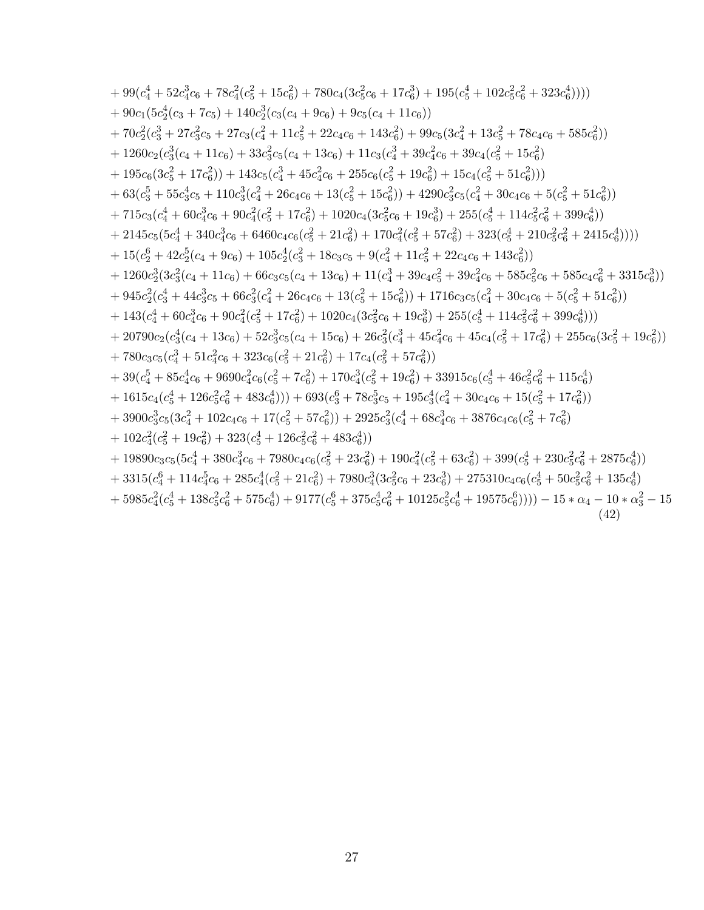$$
\begin{aligned}
&+ 99(c_4^4 + 52c_4^3c_6 + 78c_4^2(c_5^2 + 15c_6^2) + 780c_4(3c_5^2c_6 + 17c_6^3) + 195(c_5^4 + 102c_5^2c_6^2 + 323c_6^4)))) \\
&+ 90c_1(5c_2^4(c_3 + 7c_5) + 140c_2^3(c_3(c_4 + 9c_6) + 9c_5(c_4 + 11c_6)) \\
&+ 70c_2^2(c_3^3 + 27c_3^2c_5 + 27c_3(c_4^2 + 11c_5^2 + 22c_4c_6 + 143c_6^2) + 99c_5(3c_4^2 + 13c_5^2 + 78c_4c_6 + 585c_6^2)) \\
&+ 1260c_2(c_3^3(c_4 + 11c_6) + 33c_3^2c_5(c_4 + 13c_6) + 11c_3(c_4^3 + 39c_4^2c_6 + 39c_4(c_5^2 + 15c_6^2) \\
&+ 195c_6(3c_5^2 + 17c_6^2)) + 143c_5(c_4^3 + 45c_4^2c_6 + 255c_6(c_5^2 + 19c_6^2) + 15c_4(c_5^2 + 51c_6^2))) \\
&+ 63(c_3^5 + 55c_3^4c_5 + 110c_3^3(c_4^2 + 26c_4c_6 + 13(c_5^2 + 15c_6^2)) + 4290c_3^2c_5(c_4^2 + 30c_4c_6 + 5(c_5^2 + 51c_6^2)) \\
&+ 715c_3(c_4^4 + 60c_4^3c_6 + 90c_4^2(c_5^2 + 17c_6^2) + 1020c_4(3c_5^2c_6 + 19c_6^3) + 255(c_5^4 + 114c_5^2c_6^2 + 399c_6^4)) \\
&+ 2145c_5(5c_4^4 + 340c_4^3c_6 + 6460c_4c_6(c_5^2 + 21c_6^2) + 170c_4^2(c_5^2 + 57c_6^2) + 323(c_5^4 + 210c_5^2c_6^2 + 2415c_6^4)))) \\
&+ 15(c_2^6 + 42c_2^5(c_4 + 9c_6) + 105c_2^4(c_3^2 + 18c_3c_5 + 9(c_4^2 + 11c_5^2 + 22c_4c_6 + 143c_6^2)) \\
&+ 1260c_2^3(3c_3^2(c_4 + 11c_6) + 66c_3c_5(c_4 + 13c_6) + 11(c_4^3 + 39c_4c_5^2 + 39c_4^2c_6 + 585c_5^2c_6 + 585c_4c_6^2 + 3315c_6^3)) \\
&+ 945c_2^2(c_3^4 + 44c_3^3c_5 + 66c_3^2(c_4^2 + 26c_4c_6 + 13(c_5^2 + 15c_6^2)) + 1716c_3c_5(c_4^2 + 30c_4c_6 + 5(c_5^2 + 51c_6^2)) \\
&+ 143(c_4^4 + 60c_4^3c_6 + 90c_4^2(c_5^2 + 17c_6^2) + 1020c_4(3c_5^2c_6 + 19c_6^3) + 255(c_5^4 + 114c_5^2c_6^2 + 399c_6^4))) \\
&+ 20790c_2(c_3^4(c_4 + 13c_6) + 52c_3^3c_5(c_4 + 15c_6) + 26c_3^2(c_4^3 + 45c_4^2c_6 + 45c_4(c_5^2 + 17c_6^2) + 255c_6(3c_5^2 + 19c_6^2)) \\
&+ 780c_3c_5(c_4^3 + 51c_4^2c_6 + 323c_6(c_5^2 + 21c_6^2) + 17c_4(c_5^2 + 57c_6^2)) \\
&+ 39(c_4^5 + 85c_4^4c_6 + 9690c_4^2c_6(c_5^2 + 7c_6^2) + 170c_4^3(c_5^2 + 19c_6^2) + 33915c_6(c_5^4 + 46c_5^2c_6^2 + 115c_6^4) \\
&+ 1615c_4(c_5^4 + 126c_5^2c_6^2 + 483c_6^4))) + 693(c_3^6 + 78c_3^5c_5 + 195c_3^4(c_4^2 + 30c_4c_6 + 15(c_5^2 + 17c_6^2)) \\
&+ 3900c_3^3c_5(3c_4^2 + 102c_4c_6 + 17(c_5^2 + 57c_6^2)) + 2925c_3^2(c_4^4 + 68c_4^3c_6 + 3876c_4c_6(c_5^2 + 7c_6^2) \\
&+ 102c_4^2(c_5^2 + 19c_6^2) + 323(c_5^4 + 126c_5^2c_6^2 + 483c_6^4)) \\
&+ 19890c_3c_5(5c_4^4 + 380c_4^3c_6 + 7980c_4c_6(c_5^2 + 23c_6^2) + 190c_4^2(c_5^2 + 63c_6^2) + 399(c_5^4 + 230c_5^2c_6^2 + 2875c_6^4)) \\
&+ 3315(c_4^6 + 114c_4^5c_6 + 285c_4^4(c_5^2 + 21c_6^2) + 7980c_4^3(3c_5^2c_6 + 23c_6^3) + 275310c_4c_6(c_5^4 + 50c_5^2c_6^2 + 135c_6^4) \\
&+ 5985c_4^2(c_5^4 + 138c_5^2c_6^2 + 575c_6^4) + 9177(c_5^6 + 375c_5^4c_6^2 + 10125c_5^2c_6^4 + 19575c_6^6)))) - 15 * \alpha_4 - 10 * \alpha_3^2 - 15
\end{aligned}
\tag{42}
$$